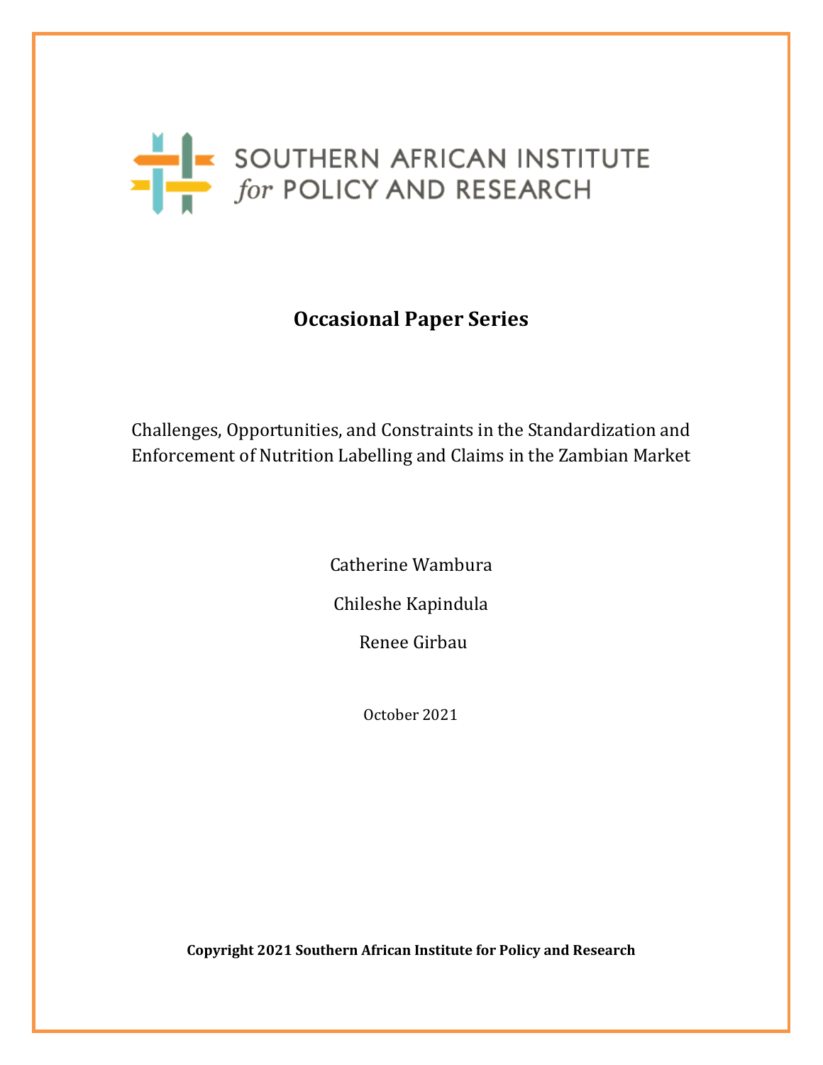SOUTHERN AFRICAN INSTITUTE *for* POLICY AND RESEARCH

# Occasional Paper Series

Challenges, Opportunities, and Constraints in the Standardization and Enforcement of Nutrition Labelling and Claims in the Zambian Market

Catherine Wambura

Chileshe Kapindula

Renee Girbau

October 2021

**Copyright 2021 Southern African Institute for Policy and Research**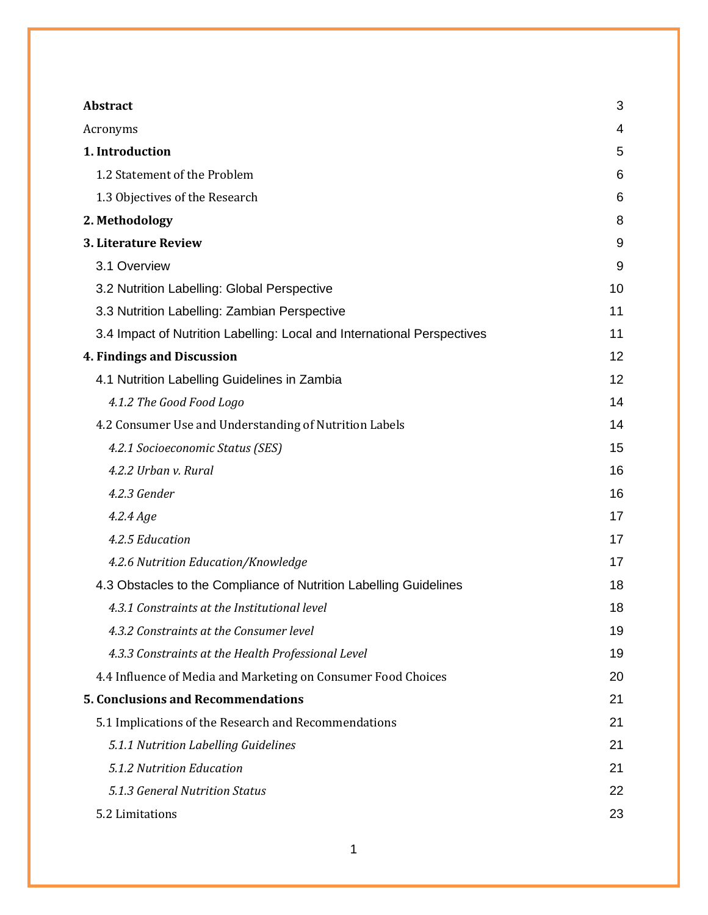| | |
|---|---|
| **Abstract** | 3 |
| Acronyms | 4 |
| **1. Introduction** | 5 |
| 1.2 Statement of the Problem | 6 |
| 1.3 Objectives of the Research | 6 |
| **2. Methodology** | 8 |
| **3. Literature Review** | 9 |
| 3.1 Overview | 9 |
| 3.2 Nutrition Labelling: Global Perspective | 10 |
| 3.3 Nutrition Labelling: Zambian Perspective | 11 |
| 3.4 Impact of Nutrition Labelling: Local and International Perspectives | 11 |
| **4. Findings and Discussion** | 12 |
| 4.1 Nutrition Labelling Guidelines in Zambia | 12 |
| *4.1.2 The Good Food Logo* | 14 |
| 4.2 Consumer Use and Understanding of Nutrition Labels | 14 |
| *4.2.1 Socioeconomic Status (SES)* | 15 |
| *4.2.2 Urban v. Rural* | 16 |
| *4.2.3 Gender* | 16 |
| *4.2.4 Age* | 17 |
| *4.2.5 Education* | 17 |
| *4.2.6 Nutrition Education/Knowledge* | 17 |
| 4.3 Obstacles to the Compliance of Nutrition Labelling Guidelines | 18 |
| *4.3.1 Constraints at the Institutional level* | 18 |
| *4.3.2 Constraints at the Consumer level* | 19 |
| *4.3.3 Constraints at the Health Professional Level* | 19 |
| 4.4 Influence of Media and Marketing on Consumer Food Choices | 20 |
| **5. Conclusions and Recommendations** | 21 |
| 5.1 Implications of the Research and Recommendations | 21 |
| *5.1.1 Nutrition Labelling Guidelines* | 21 |
| *5.1.2 Nutrition Education* | 21 |
| *5.1.3 General Nutrition Status* | 22 |
| 5.2 Limitations | 23 |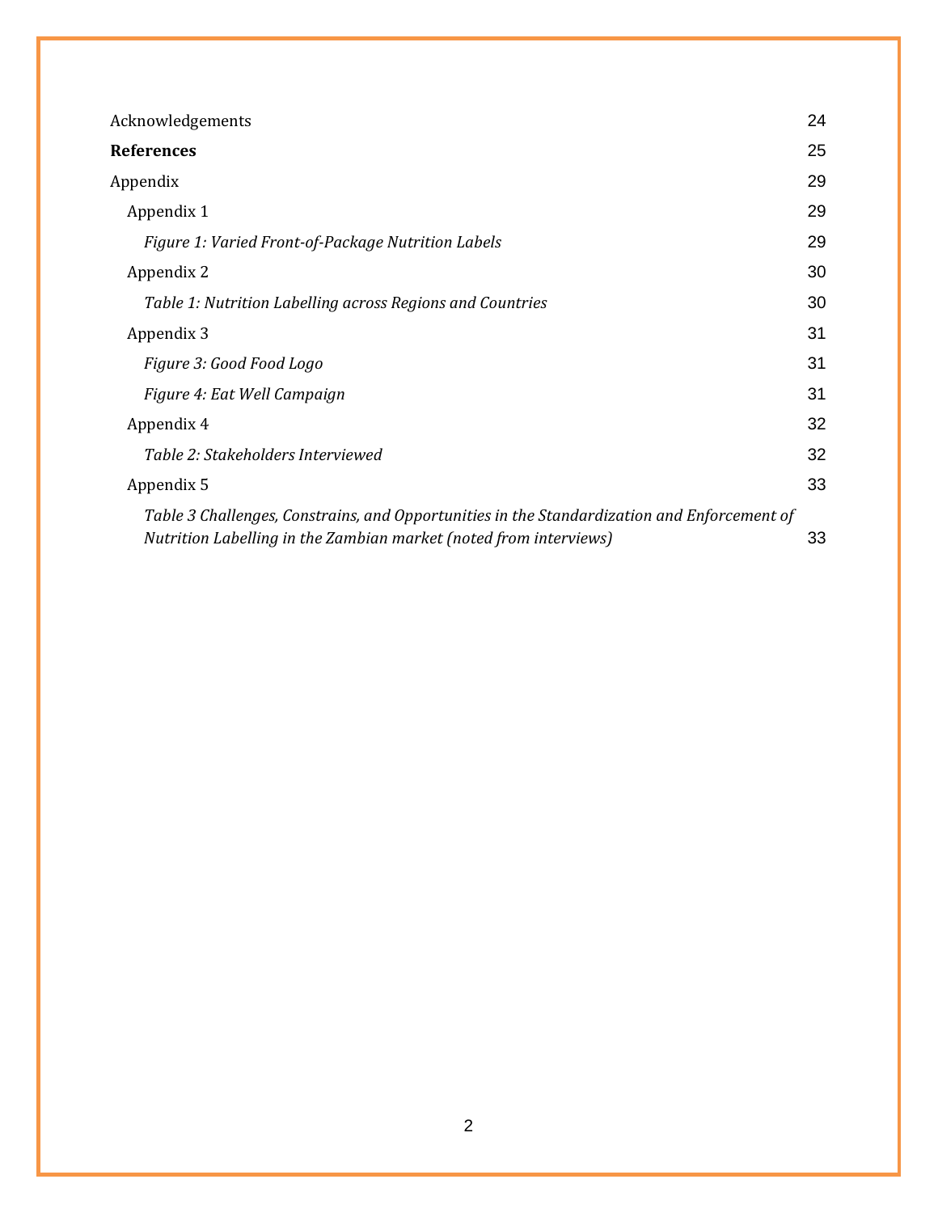Acknowledgements 24

**References** 25

Appendix 29

- Appendix 1 29
  - *Figure 1: Varied Front-of-Package Nutrition Labels* 29
- Appendix 2 30
  - *Table 1: Nutrition Labelling across Regions and Countries* 30
- Appendix 3 31
  - *Figure 3: Good Food Logo* 31
  - *Figure 4: Eat Well Campaign* 31
- Appendix 4 32
  - *Table 2: Stakeholders Interviewed* 32
- Appendix 5 33
  - *Table 3 Challenges, Constrains, and Opportunities in the Standardization and Enforcement of Nutrition Labelling in the Zambian market (noted from interviews)* 33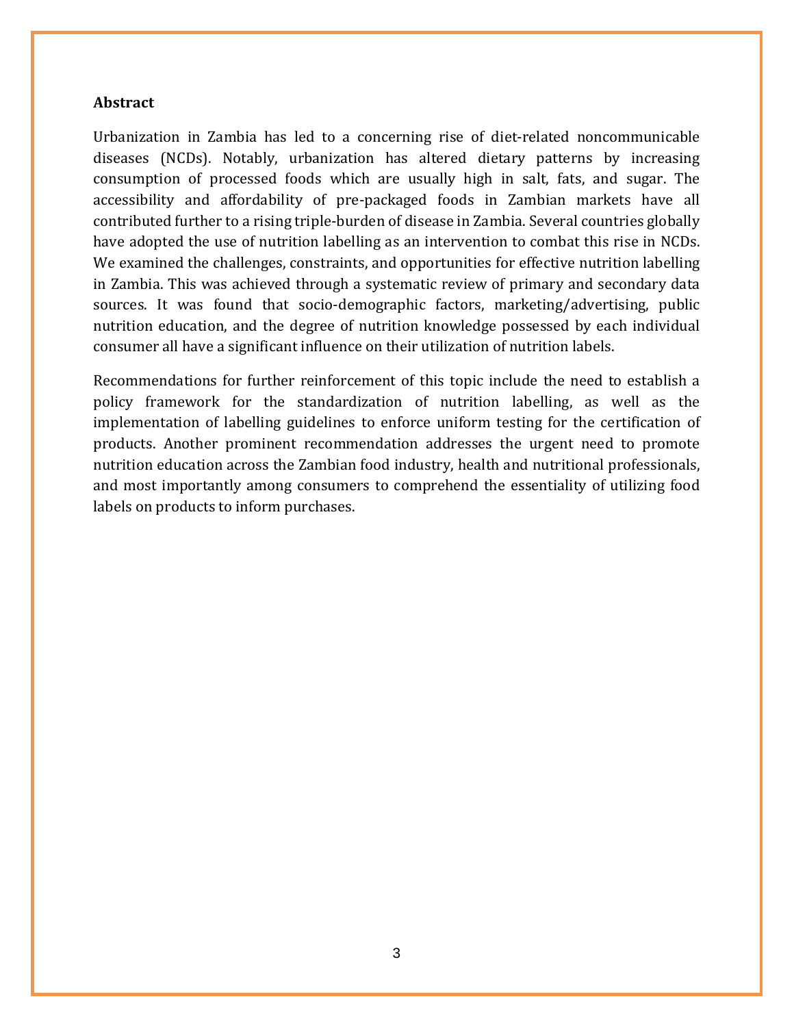**Abstract**

Urbanization in Zambia has led to a concerning rise of diet-related noncommunicable diseases (NCDs). Notably, urbanization has altered dietary patterns by increasing consumption of processed foods which are usually high in salt, fats, and sugar. The accessibility and affordability of pre-packaged foods in Zambian markets have all contributed further to a rising triple-burden of disease in Zambia. Several countries globally have adopted the use of nutrition labelling as an intervention to combat this rise in NCDs. We examined the challenges, constraints, and opportunities for effective nutrition labelling in Zambia. This was achieved through a systematic review of primary and secondary data sources. It was found that socio-demographic factors, marketing/advertising, public nutrition education, and the degree of nutrition knowledge possessed by each individual consumer all have a significant influence on their utilization of nutrition labels.

Recommendations for further reinforcement of this topic include the need to establish a policy framework for the standardization of nutrition labelling, as well as the implementation of labelling guidelines to enforce uniform testing for the certification of products. Another prominent recommendation addresses the urgent need to promote nutrition education across the Zambian food industry, health and nutritional professionals, and most importantly among consumers to comprehend the essentiality of utilizing food labels on products to inform purchases.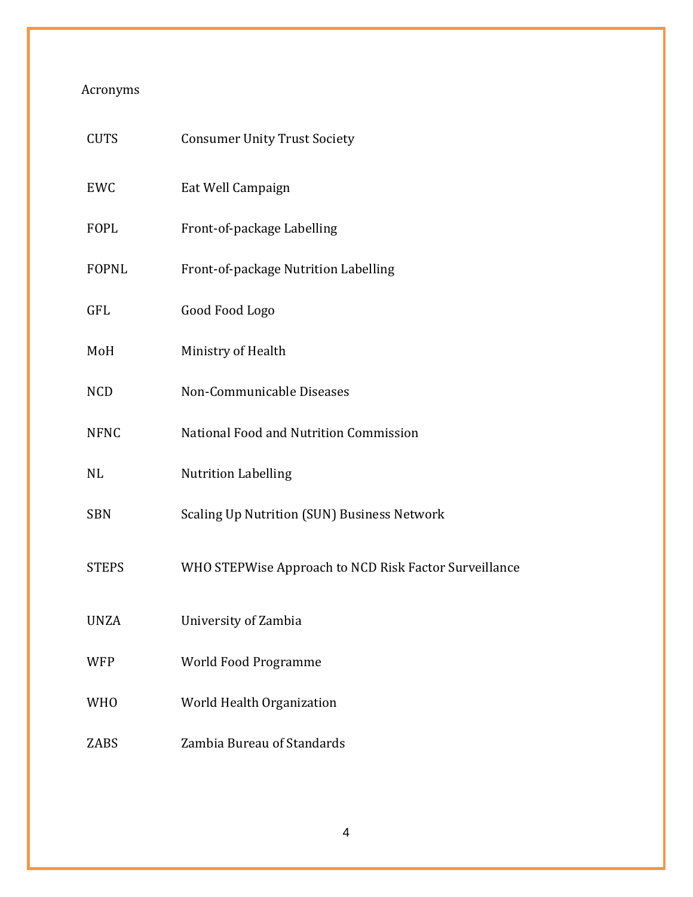# Acronyms

| | |
|---|---|
| CUTS | Consumer Unity Trust Society |
| EWC | Eat Well Campaign |
| FOPL | Front-of-package Labelling |
| FOPNL | Front-of-package Nutrition Labelling |
| GFL | Good Food Logo |
| MoH | Ministry of Health |
| NCD | Non-Communicable Diseases |
| NFNC | National Food and Nutrition Commission |
| NL | Nutrition Labelling |
| SBN | Scaling Up Nutrition (SUN) Business Network |
| STEPS | WHO STEPWise Approach to NCD Risk Factor Surveillance |
| UNZA | University of Zambia |
| WFP | World Food Programme |
| WHO | World Health Organization |
| ZABS | Zambia Bureau of Standards |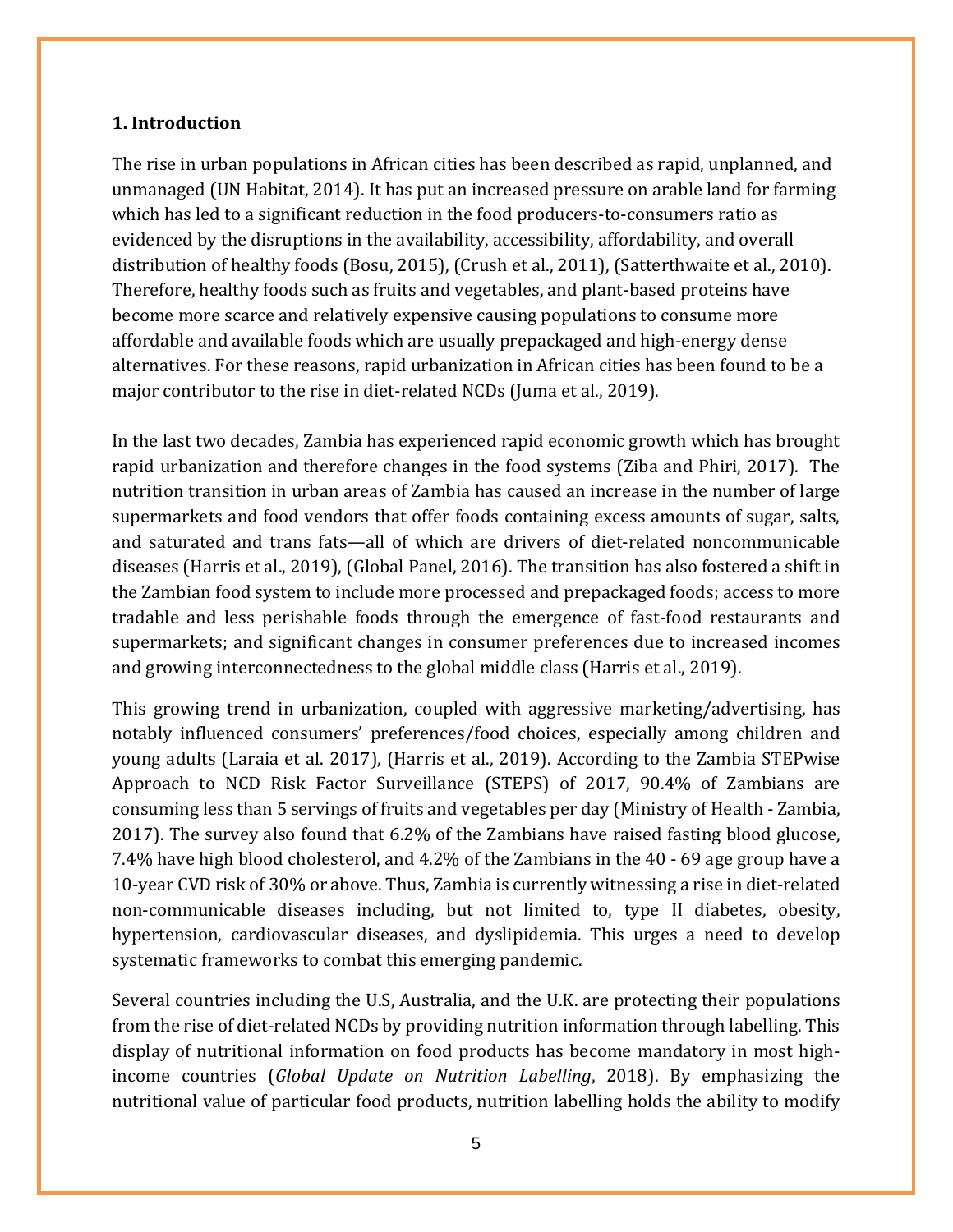## 1. Introduction

The rise in urban populations in African cities has been described as rapid, unplanned, and unmanaged (UN Habitat, 2014). It has put an increased pressure on arable land for farming which has led to a significant reduction in the food producers-to-consumers ratio as evidenced by the disruptions in the availability, accessibility, affordability, and overall distribution of healthy foods (Bosu, 2015), (Crush et al., 2011), (Satterthwaite et al., 2010). Therefore, healthy foods such as fruits and vegetables, and plant-based proteins have become more scarce and relatively expensive causing populations to consume more affordable and available foods which are usually prepackaged and high-energy dense alternatives. For these reasons, rapid urbanization in African cities has been found to be a major contributor to the rise in diet-related NCDs (Juma et al., 2019).

In the last two decades, Zambia has experienced rapid economic growth which has brought rapid urbanization and therefore changes in the food systems (Ziba and Phiri, 2017). The nutrition transition in urban areas of Zambia has caused an increase in the number of large supermarkets and food vendors that offer foods containing excess amounts of sugar, salts, and saturated and trans fats—all of which are drivers of diet-related noncommunicable diseases (Harris et al., 2019), (Global Panel, 2016). The transition has also fostered a shift in the Zambian food system to include more processed and prepackaged foods; access to more tradable and less perishable foods through the emergence of fast-food restaurants and supermarkets; and significant changes in consumer preferences due to increased incomes and growing interconnectedness to the global middle class (Harris et al., 2019).

This growing trend in urbanization, coupled with aggressive marketing/advertising, has notably influenced consumers' preferences/food choices, especially among children and young adults (Laraia et al. 2017), (Harris et al., 2019). According to the Zambia STEPwise Approach to NCD Risk Factor Surveillance (STEPS) of 2017, 90.4% of Zambians are consuming less than 5 servings of fruits and vegetables per day (Ministry of Health - Zambia, 2017). The survey also found that 6.2% of the Zambians have raised fasting blood glucose, 7.4% have high blood cholesterol, and 4.2% of the Zambians in the 40 - 69 age group have a 10-year CVD risk of 30% or above. Thus, Zambia is currently witnessing a rise in diet-related non-communicable diseases including, but not limited to, type II diabetes, obesity, hypertension, cardiovascular diseases, and dyslipidemia. This urges a need to develop systematic frameworks to combat this emerging pandemic.

Several countries including the U.S, Australia, and the U.K. are protecting their populations from the rise of diet-related NCDs by providing nutrition information through labelling. This display of nutritional information on food products has become mandatory in most high-income countries (*Global Update on Nutrition Labelling*, 2018). By emphasizing the nutritional value of particular food products, nutrition labelling holds the ability to modify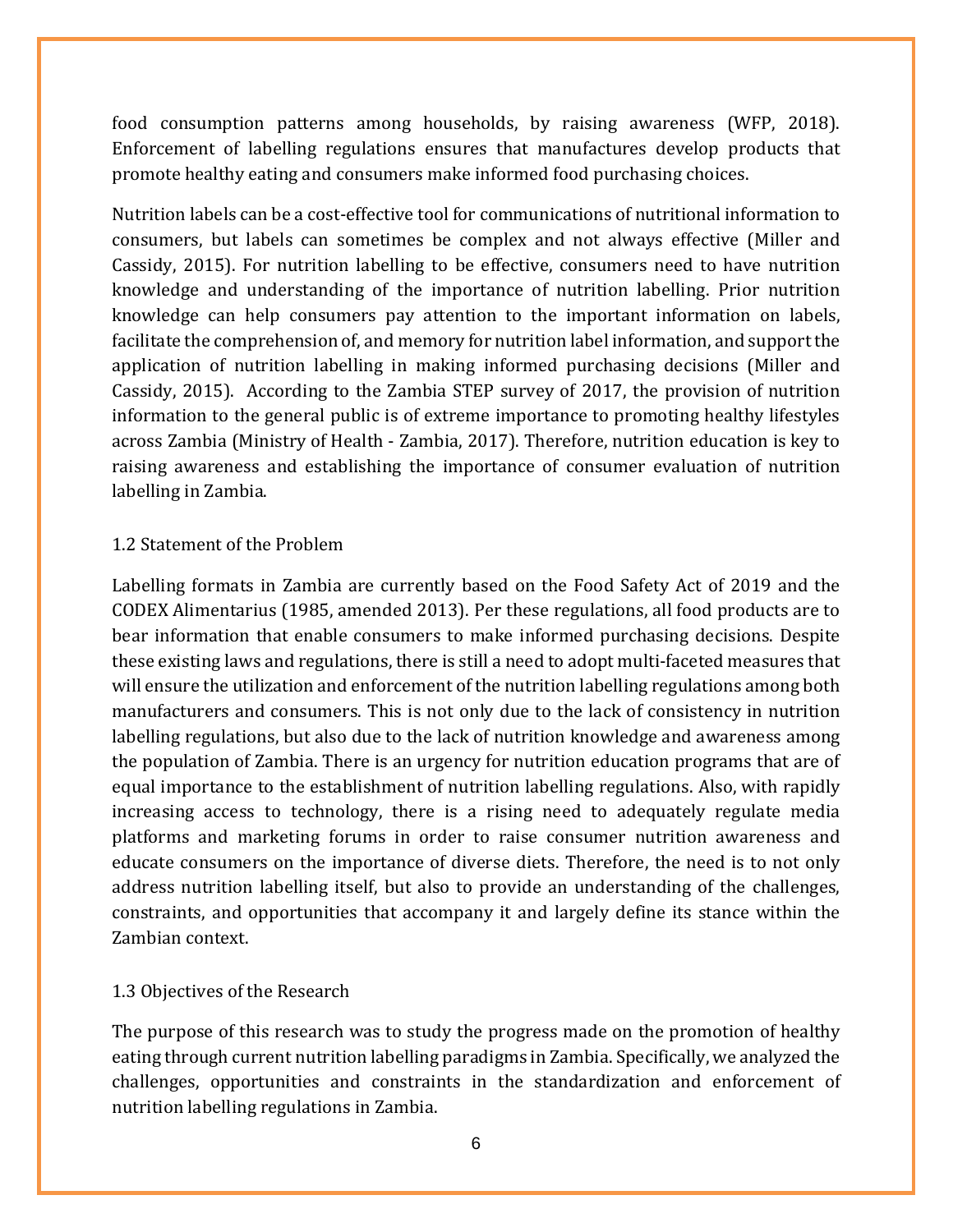food consumption patterns among households, by raising awareness (WFP, 2018). Enforcement of labelling regulations ensures that manufactures develop products that promote healthy eating and consumers make informed food purchasing choices.

Nutrition labels can be a cost-effective tool for communications of nutritional information to consumers, but labels can sometimes be complex and not always effective (Miller and Cassidy, 2015). For nutrition labelling to be effective, consumers need to have nutrition knowledge and understanding of the importance of nutrition labelling. Prior nutrition knowledge can help consumers pay attention to the important information on labels, facilitate the comprehension of, and memory for nutrition label information, and support the application of nutrition labelling in making informed purchasing decisions (Miller and Cassidy, 2015). According to the Zambia STEP survey of 2017, the provision of nutrition information to the general public is of extreme importance to promoting healthy lifestyles across Zambia (Ministry of Health - Zambia, 2017). Therefore, nutrition education is key to raising awareness and establishing the importance of consumer evaluation of nutrition labelling in Zambia.

### 1.2 Statement of the Problem

Labelling formats in Zambia are currently based on the Food Safety Act of 2019 and the CODEX Alimentarius (1985, amended 2013). Per these regulations, all food products are to bear information that enable consumers to make informed purchasing decisions. Despite these existing laws and regulations, there is still a need to adopt multi-faceted measures that will ensure the utilization and enforcement of the nutrition labelling regulations among both manufacturers and consumers. This is not only due to the lack of consistency in nutrition labelling regulations, but also due to the lack of nutrition knowledge and awareness among the population of Zambia. There is an urgency for nutrition education programs that are of equal importance to the establishment of nutrition labelling regulations. Also, with rapidly increasing access to technology, there is a rising need to adequately regulate media platforms and marketing forums in order to raise consumer nutrition awareness and educate consumers on the importance of diverse diets. Therefore, the need is to not only address nutrition labelling itself, but also to provide an understanding of the challenges, constraints, and opportunities that accompany it and largely define its stance within the Zambian context.

### 1.3 Objectives of the Research

The purpose of this research was to study the progress made on the promotion of healthy eating through current nutrition labelling paradigms in Zambia. Specifically, we analyzed the challenges, opportunities and constraints in the standardization and enforcement of nutrition labelling regulations in Zambia.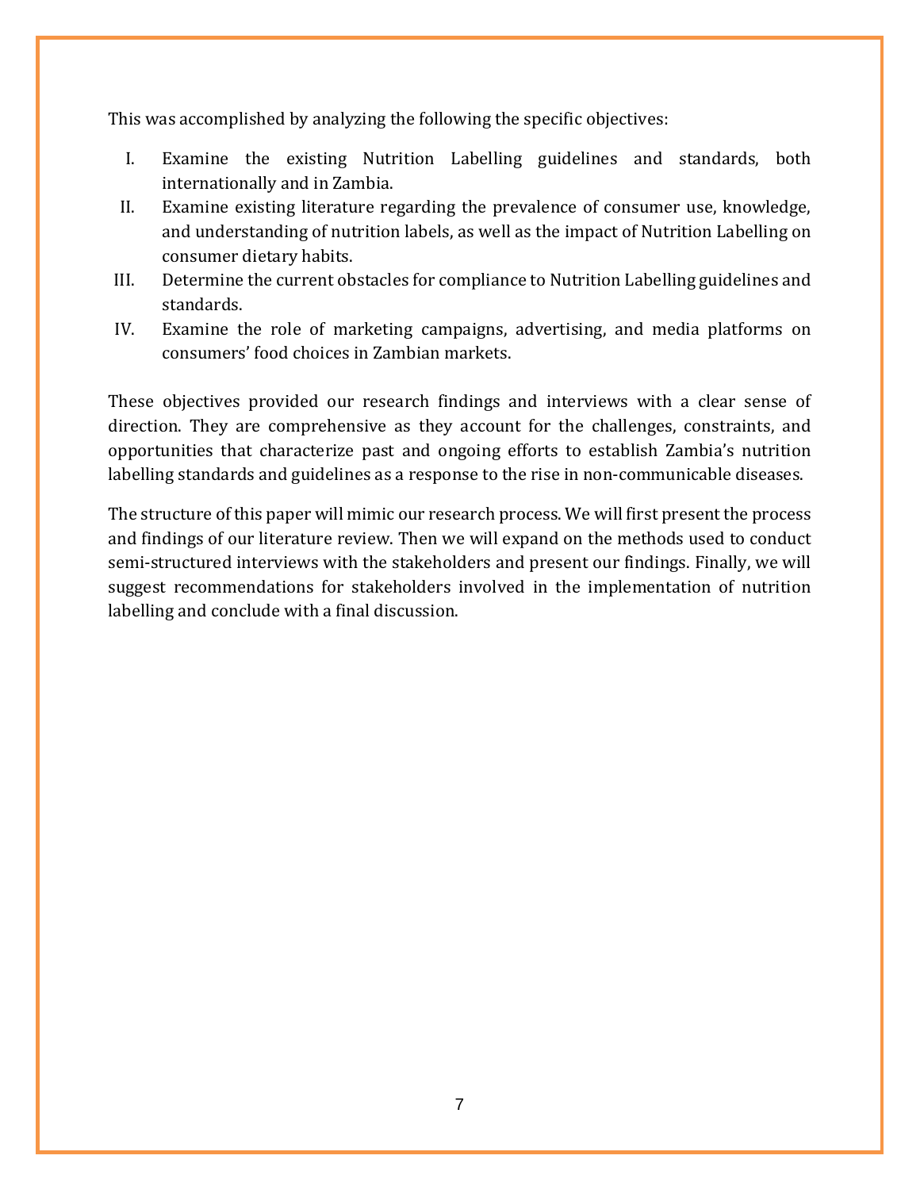This was accomplished by analyzing the following the specific objectives:

I. Examine the existing Nutrition Labelling guidelines and standards, both internationally and in Zambia.
II. Examine existing literature regarding the prevalence of consumer use, knowledge, and understanding of nutrition labels, as well as the impact of Nutrition Labelling on consumer dietary habits.
III. Determine the current obstacles for compliance to Nutrition Labelling guidelines and standards.
IV. Examine the role of marketing campaigns, advertising, and media platforms on consumers' food choices in Zambian markets.

These objectives provided our research findings and interviews with a clear sense of direction. They are comprehensive as they account for the challenges, constraints, and opportunities that characterize past and ongoing efforts to establish Zambia's nutrition labelling standards and guidelines as a response to the rise in non-communicable diseases.

The structure of this paper will mimic our research process. We will first present the process and findings of our literature review. Then we will expand on the methods used to conduct semi-structured interviews with the stakeholders and present our findings. Finally, we will suggest recommendations for stakeholders involved in the implementation of nutrition labelling and conclude with a final discussion.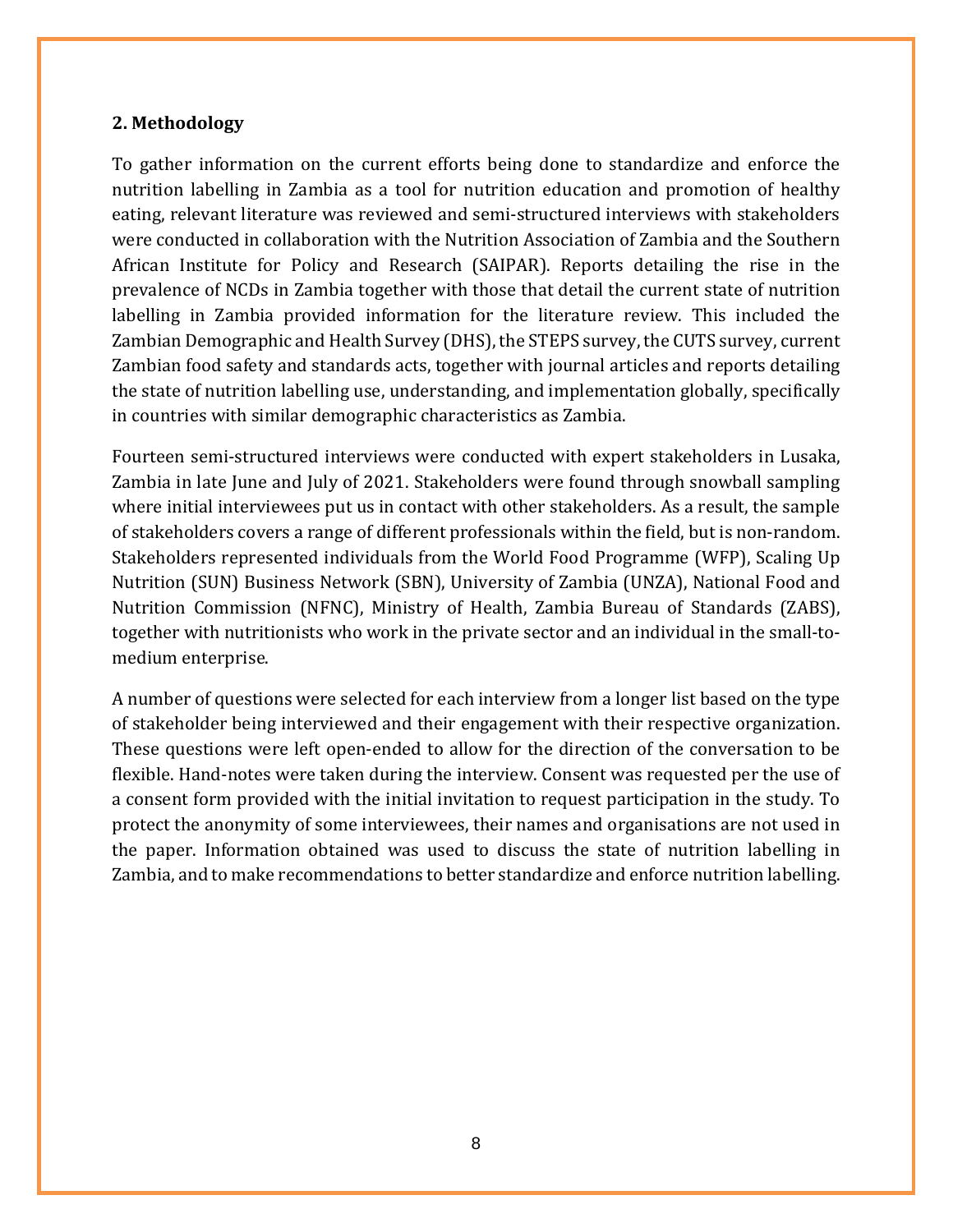## 2. Methodology

To gather information on the current efforts being done to standardize and enforce the nutrition labelling in Zambia as a tool for nutrition education and promotion of healthy eating, relevant literature was reviewed and semi-structured interviews with stakeholders were conducted in collaboration with the Nutrition Association of Zambia and the Southern African Institute for Policy and Research (SAIPAR). Reports detailing the rise in the prevalence of NCDs in Zambia together with those that detail the current state of nutrition labelling in Zambia provided information for the literature review. This included the Zambian Demographic and Health Survey (DHS), the STEPS survey, the CUTS survey, current Zambian food safety and standards acts, together with journal articles and reports detailing the state of nutrition labelling use, understanding, and implementation globally, specifically in countries with similar demographic characteristics as Zambia.

Fourteen semi-structured interviews were conducted with expert stakeholders in Lusaka, Zambia in late June and July of 2021. Stakeholders were found through snowball sampling where initial interviewees put us in contact with other stakeholders. As a result, the sample of stakeholders covers a range of different professionals within the field, but is non-random. Stakeholders represented individuals from the World Food Programme (WFP), Scaling Up Nutrition (SUN) Business Network (SBN), University of Zambia (UNZA), National Food and Nutrition Commission (NFNC), Ministry of Health, Zambia Bureau of Standards (ZABS), together with nutritionists who work in the private sector and an individual in the small-to-medium enterprise.

A number of questions were selected for each interview from a longer list based on the type of stakeholder being interviewed and their engagement with their respective organization. These questions were left open-ended to allow for the direction of the conversation to be flexible. Hand-notes were taken during the interview. Consent was requested per the use of a consent form provided with the initial invitation to request participation in the study. To protect the anonymity of some interviewees, their names and organisations are not used in the paper. Information obtained was used to discuss the state of nutrition labelling in Zambia, and to make recommendations to better standardize and enforce nutrition labelling.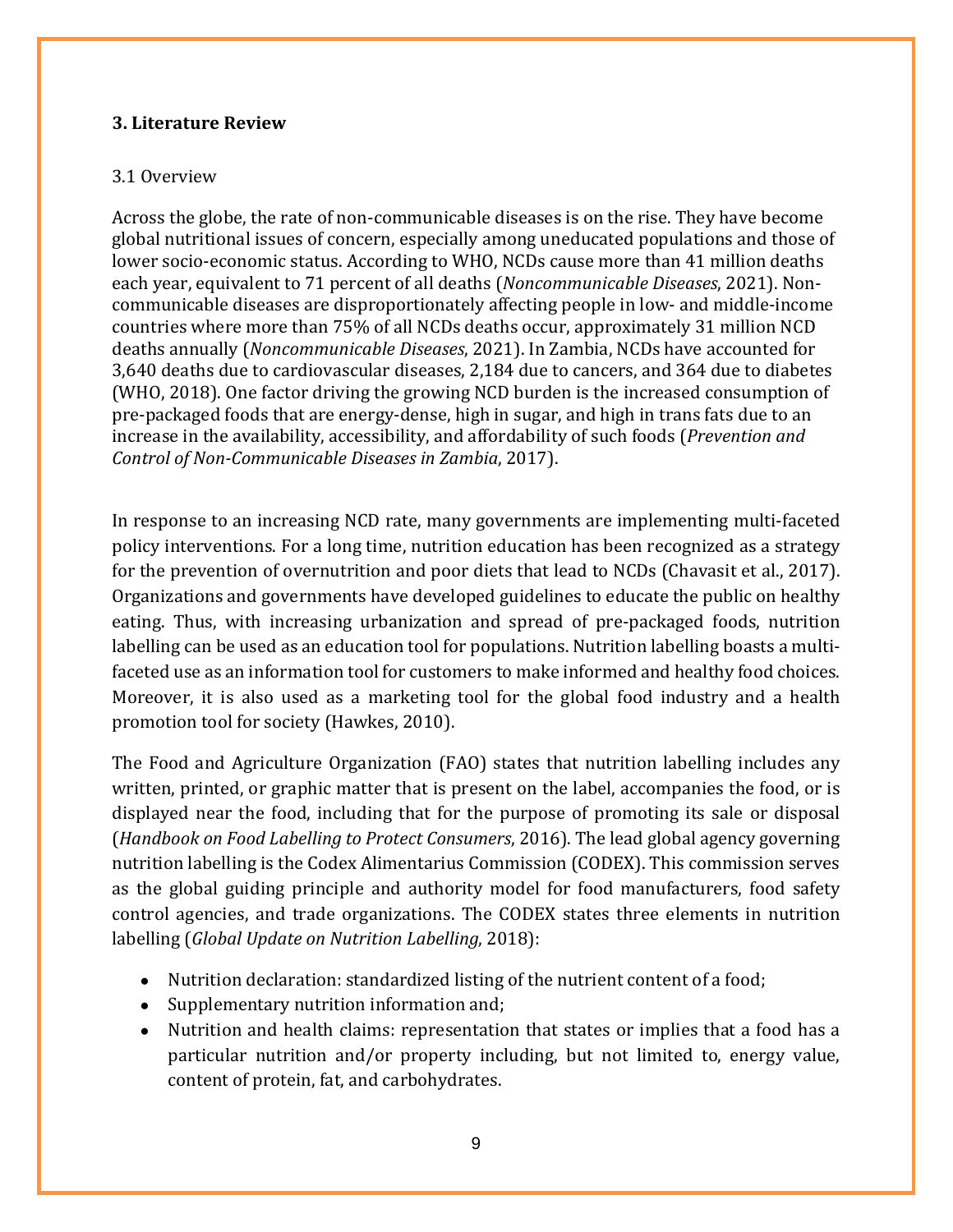# 3. Literature Review

## 3.1 Overview

Across the globe, the rate of non-communicable diseases is on the rise. They have become global nutritional issues of concern, especially among uneducated populations and those of lower socio-economic status. According to WHO, NCDs cause more than 41 million deaths each year, equivalent to 71 percent of all deaths (*Noncommunicable Diseases*, 2021). Non-communicable diseases are disproportionately affecting people in low- and middle-income countries where more than 75% of all NCDs deaths occur, approximately 31 million NCD deaths annually (*Noncommunicable Diseases*, 2021). In Zambia, NCDs have accounted for 3,640 deaths due to cardiovascular diseases, 2,184 due to cancers, and 364 due to diabetes (WHO, 2018). One factor driving the growing NCD burden is the increased consumption of pre-packaged foods that are energy-dense, high in sugar, and high in trans fats due to an increase in the availability, accessibility, and affordability of such foods (*Prevention and Control of Non-Communicable Diseases in Zambia*, 2017).

In response to an increasing NCD rate, many governments are implementing multi-faceted policy interventions. For a long time, nutrition education has been recognized as a strategy for the prevention of overnutrition and poor diets that lead to NCDs (Chavasit et al., 2017). Organizations and governments have developed guidelines to educate the public on healthy eating. Thus, with increasing urbanization and spread of pre-packaged foods, nutrition labelling can be used as an education tool for populations. Nutrition labelling boasts a multi-faceted use as an information tool for customers to make informed and healthy food choices. Moreover, it is also used as a marketing tool for the global food industry and a health promotion tool for society (Hawkes, 2010).

The Food and Agriculture Organization (FAO) states that nutrition labelling includes any written, printed, or graphic matter that is present on the label, accompanies the food, or is displayed near the food, including that for the purpose of promoting its sale or disposal (*Handbook on Food Labelling to Protect Consumers*, 2016). The lead global agency governing nutrition labelling is the Codex Alimentarius Commission (CODEX). This commission serves as the global guiding principle and authority model for food manufacturers, food safety control agencies, and trade organizations. The CODEX states three elements in nutrition labelling (*Global Update on Nutrition Labelling*, 2018):

- Nutrition declaration: standardized listing of the nutrient content of a food;
- Supplementary nutrition information and;
- Nutrition and health claims: representation that states or implies that a food has a particular nutrition and/or property including, but not limited to, energy value, content of protein, fat, and carbohydrates.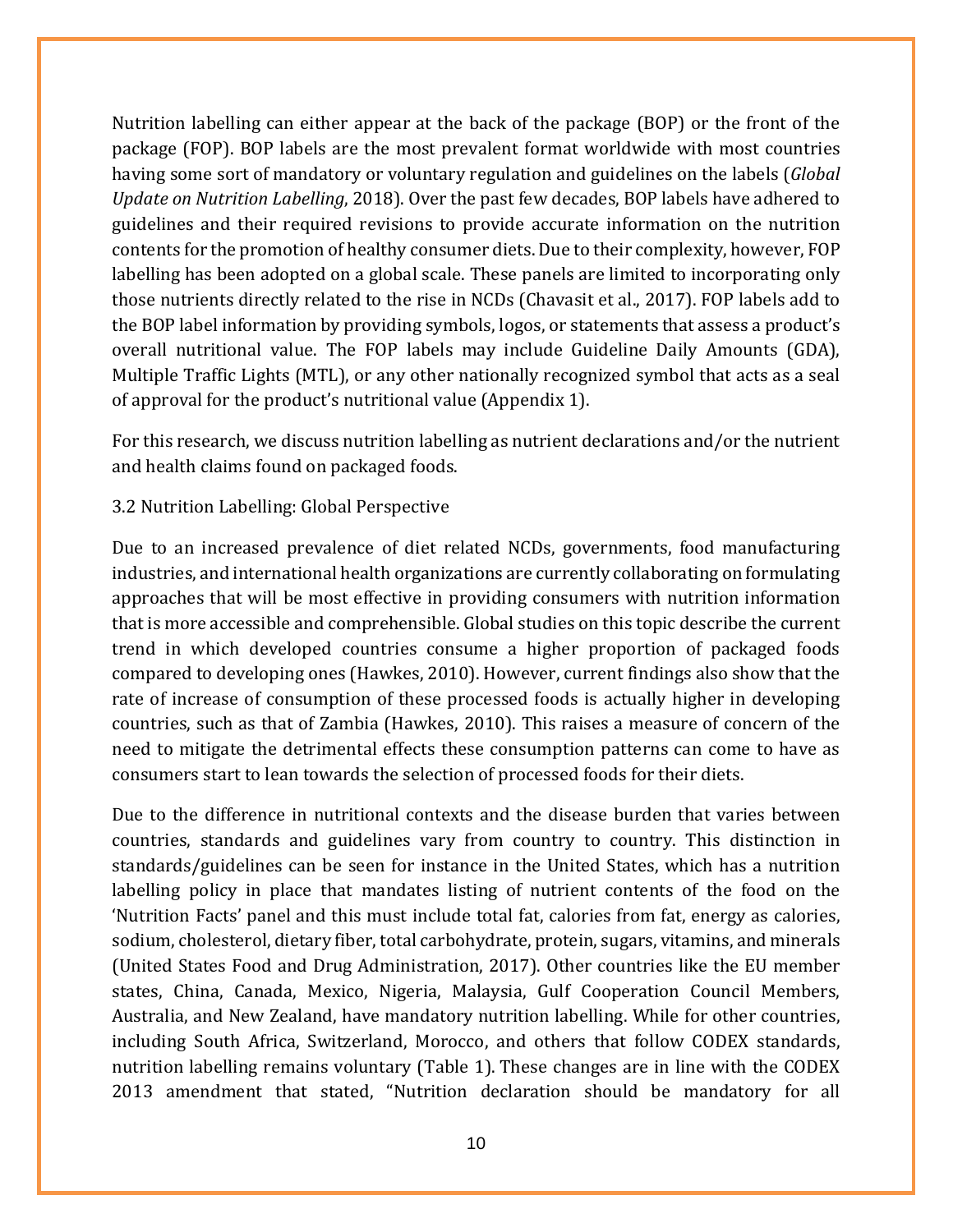Nutrition labelling can either appear at the back of the package (BOP) or the front of the package (FOP). BOP labels are the most prevalent format worldwide with most countries having some sort of mandatory or voluntary regulation and guidelines on the labels (*Global Update on Nutrition Labelling*, 2018). Over the past few decades, BOP labels have adhered to guidelines and their required revisions to provide accurate information on the nutrition contents for the promotion of healthy consumer diets. Due to their complexity, however, FOP labelling has been adopted on a global scale. These panels are limited to incorporating only those nutrients directly related to the rise in NCDs (Chavasit et al., 2017). FOP labels add to the BOP label information by providing symbols, logos, or statements that assess a product's overall nutritional value. The FOP labels may include Guideline Daily Amounts (GDA), Multiple Traffic Lights (MTL), or any other nationally recognized symbol that acts as a seal of approval for the product's nutritional value (Appendix 1).

For this research, we discuss nutrition labelling as nutrient declarations and/or the nutrient and health claims found on packaged foods.

### 3.2 Nutrition Labelling: Global Perspective

Due to an increased prevalence of diet related NCDs, governments, food manufacturing industries, and international health organizations are currently collaborating on formulating approaches that will be most effective in providing consumers with nutrition information that is more accessible and comprehensible. Global studies on this topic describe the current trend in which developed countries consume a higher proportion of packaged foods compared to developing ones (Hawkes, 2010). However, current findings also show that the rate of increase of consumption of these processed foods is actually higher in developing countries, such as that of Zambia (Hawkes, 2010). This raises a measure of concern of the need to mitigate the detrimental effects these consumption patterns can come to have as consumers start to lean towards the selection of processed foods for their diets.

Due to the difference in nutritional contexts and the disease burden that varies between countries, standards and guidelines vary from country to country. This distinction in standards/guidelines can be seen for instance in the United States, which has a nutrition labelling policy in place that mandates listing of nutrient contents of the food on the 'Nutrition Facts' panel and this must include total fat, calories from fat, energy as calories, sodium, cholesterol, dietary fiber, total carbohydrate, protein, sugars, vitamins, and minerals (United States Food and Drug Administration, 2017). Other countries like the EU member states, China, Canada, Mexico, Nigeria, Malaysia, Gulf Cooperation Council Members, Australia, and New Zealand, have mandatory nutrition labelling. While for other countries, including South Africa, Switzerland, Morocco, and others that follow CODEX standards, nutrition labelling remains voluntary (Table 1). These changes are in line with the CODEX 2013 amendment that stated, "Nutrition declaration should be mandatory for all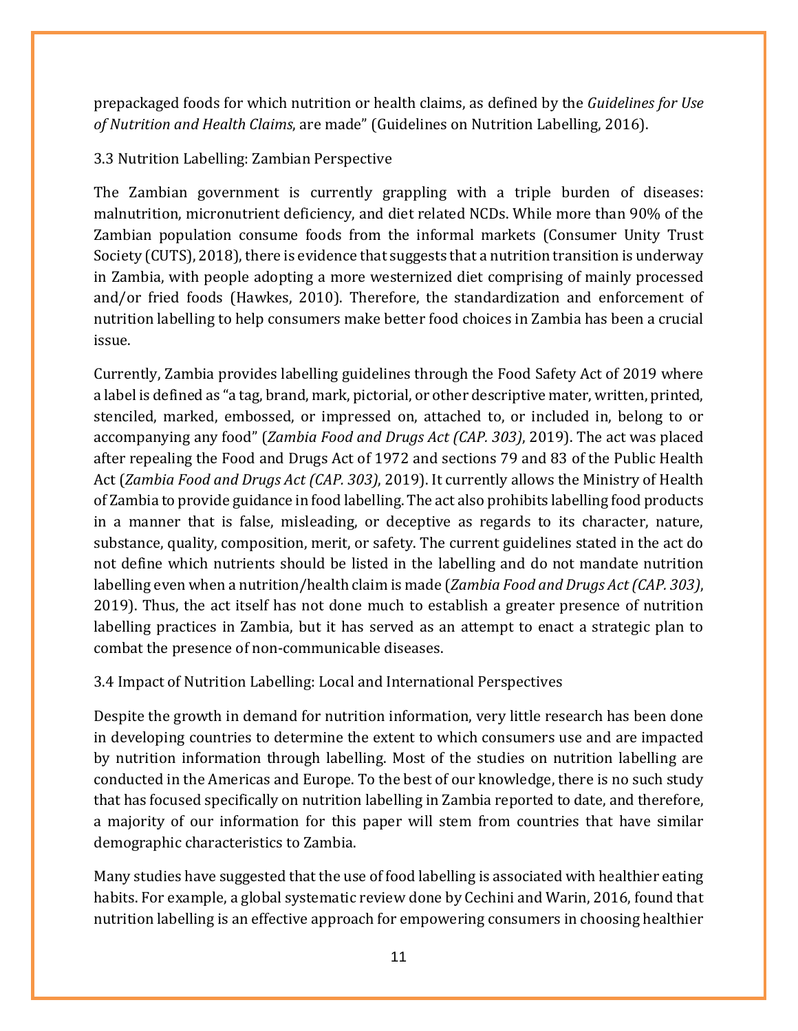prepackaged foods for which nutrition or health claims, as defined by the *Guidelines for Use of Nutrition and Health Claims*, are made" (Guidelines on Nutrition Labelling, 2016).

### 3.3 Nutrition Labelling: Zambian Perspective

The Zambian government is currently grappling with a triple burden of diseases: malnutrition, micronutrient deficiency, and diet related NCDs. While more than 90% of the Zambian population consume foods from the informal markets (Consumer Unity Trust Society (CUTS), 2018), there is evidence that suggests that a nutrition transition is underway in Zambia, with people adopting a more westernized diet comprising of mainly processed and/or fried foods (Hawkes, 2010). Therefore, the standardization and enforcement of nutrition labelling to help consumers make better food choices in Zambia has been a crucial issue.

Currently, Zambia provides labelling guidelines through the Food Safety Act of 2019 where a label is defined as "a tag, brand, mark, pictorial, or other descriptive mater, written, printed, stenciled, marked, embossed, or impressed on, attached to, or included in, belong to or accompanying any food" (*Zambia Food and Drugs Act (CAP. 303)*, 2019). The act was placed after repealing the Food and Drugs Act of 1972 and sections 79 and 83 of the Public Health Act (*Zambia Food and Drugs Act (CAP. 303)*, 2019). It currently allows the Ministry of Health of Zambia to provide guidance in food labelling. The act also prohibits labelling food products in a manner that is false, misleading, or deceptive as regards to its character, nature, substance, quality, composition, merit, or safety. The current guidelines stated in the act do not define which nutrients should be listed in the labelling and do not mandate nutrition labelling even when a nutrition/health claim is made (*Zambia Food and Drugs Act (CAP. 303)*, 2019). Thus, the act itself has not done much to establish a greater presence of nutrition labelling practices in Zambia, but it has served as an attempt to enact a strategic plan to combat the presence of non-communicable diseases.

### 3.4 Impact of Nutrition Labelling: Local and International Perspectives

Despite the growth in demand for nutrition information, very little research has been done in developing countries to determine the extent to which consumers use and are impacted by nutrition information through labelling. Most of the studies on nutrition labelling are conducted in the Americas and Europe. To the best of our knowledge, there is no such study that has focused specifically on nutrition labelling in Zambia reported to date, and therefore, a majority of our information for this paper will stem from countries that have similar demographic characteristics to Zambia.

Many studies have suggested that the use of food labelling is associated with healthier eating habits. For example, a global systematic review done by Cechini and Warin, 2016, found that nutrition labelling is an effective approach for empowering consumers in choosing healthier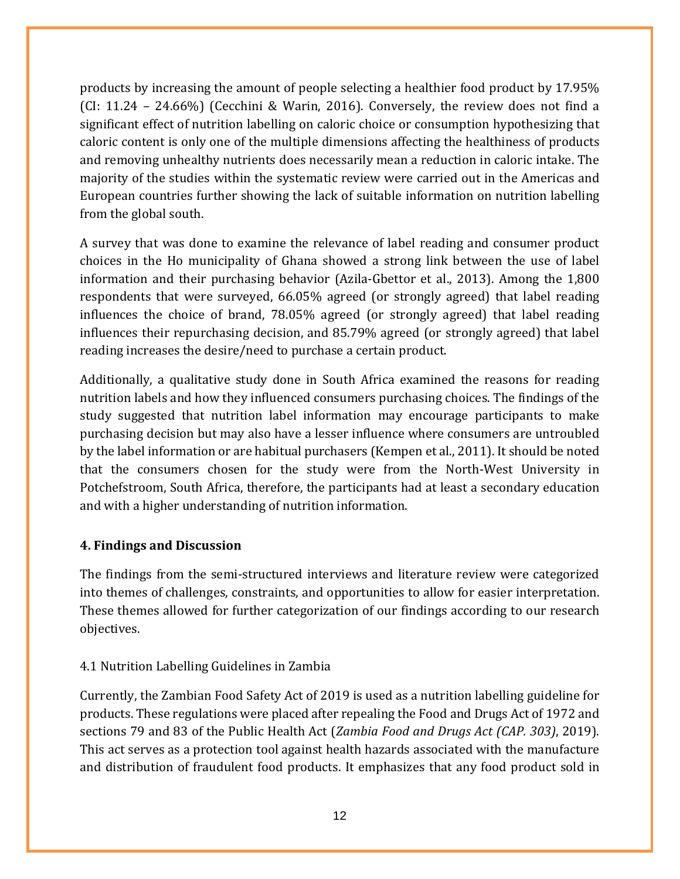products by increasing the amount of people selecting a healthier food product by 17.95% (CI: 11.24 – 24.66%) (Cecchini & Warin, 2016). Conversely, the review does not find a significant effect of nutrition labelling on caloric choice or consumption hypothesizing that caloric content is only one of the multiple dimensions affecting the healthiness of products and removing unhealthy nutrients does necessarily mean a reduction in caloric intake. The majority of the studies within the systematic review were carried out in the Americas and European countries further showing the lack of suitable information on nutrition labelling from the global south.

A survey that was done to examine the relevance of label reading and consumer product choices in the Ho municipality of Ghana showed a strong link between the use of label information and their purchasing behavior (Azila-Gbettor et al., 2013). Among the 1,800 respondents that were surveyed, 66.05% agreed (or strongly agreed) that label reading influences the choice of brand, 78.05% agreed (or strongly agreed) that label reading influences their repurchasing decision, and 85.79% agreed (or strongly agreed) that label reading increases the desire/need to purchase a certain product.

Additionally, a qualitative study done in South Africa examined the reasons for reading nutrition labels and how they influenced consumers purchasing choices. The findings of the study suggested that nutrition label information may encourage participants to make purchasing decision but may also have a lesser influence where consumers are untroubled by the label information or are habitual purchasers (Kempen et al., 2011). It should be noted that the consumers chosen for the study were from the North-West University in Potchefstroom, South Africa, therefore, the participants had at least a secondary education and with a higher understanding of nutrition information.

## 4. Findings and Discussion

The findings from the semi-structured interviews and literature review were categorized into themes of challenges, constraints, and opportunities to allow for easier interpretation. These themes allowed for further categorization of our findings according to our research objectives.

### 4.1 Nutrition Labelling Guidelines in Zambia

Currently, the Zambian Food Safety Act of 2019 is used as a nutrition labelling guideline for products. These regulations were placed after repealing the Food and Drugs Act of 1972 and sections 79 and 83 of the Public Health Act (*Zambia Food and Drugs Act (CAP. 303)*, 2019). This act serves as a protection tool against health hazards associated with the manufacture and distribution of fraudulent food products. It emphasizes that any food product sold in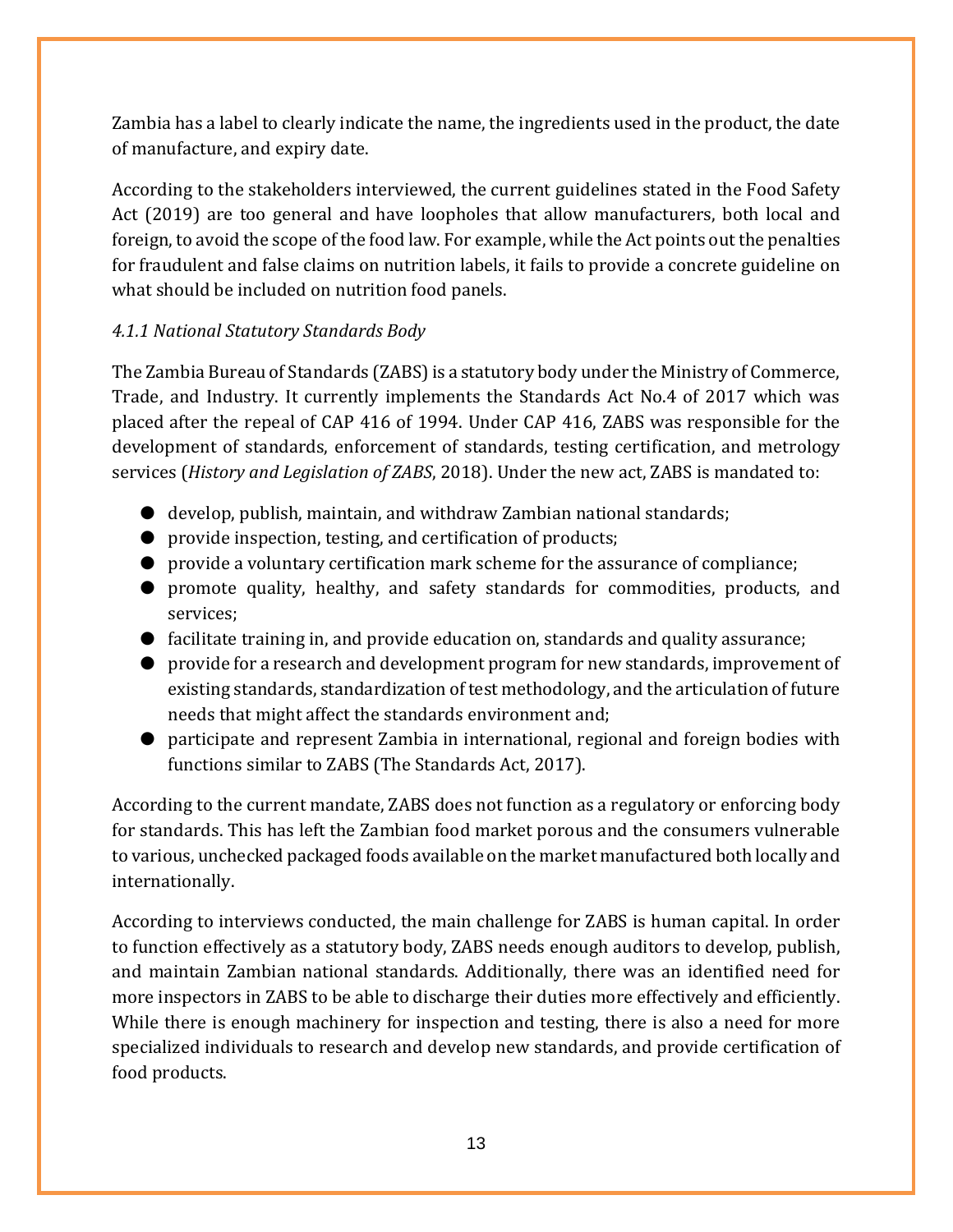Zambia has a label to clearly indicate the name, the ingredients used in the product, the date of manufacture, and expiry date.

According to the stakeholders interviewed, the current guidelines stated in the Food Safety Act (2019) are too general and have loopholes that allow manufacturers, both local and foreign, to avoid the scope of the food law. For example, while the Act points out the penalties for fraudulent and false claims on nutrition labels, it fails to provide a concrete guideline on what should be included on nutrition food panels.

#### *4.1.1 National Statutory Standards Body*

The Zambia Bureau of Standards (ZABS) is a statutory body under the Ministry of Commerce, Trade, and Industry. It currently implements the Standards Act No.4 of 2017 which was placed after the repeal of CAP 416 of 1994. Under CAP 416, ZABS was responsible for the development of standards, enforcement of standards, testing certification, and metrology services (*History and Legislation of ZABS*, 2018). Under the new act, ZABS is mandated to:

- develop, publish, maintain, and withdraw Zambian national standards;
- provide inspection, testing, and certification of products;
- provide a voluntary certification mark scheme for the assurance of compliance;
- promote quality, healthy, and safety standards for commodities, products, and services;
- facilitate training in, and provide education on, standards and quality assurance;
- provide for a research and development program for new standards, improvement of existing standards, standardization of test methodology, and the articulation of future needs that might affect the standards environment and;
- participate and represent Zambia in international, regional and foreign bodies with functions similar to ZABS (The Standards Act, 2017).

According to the current mandate, ZABS does not function as a regulatory or enforcing body for standards. This has left the Zambian food market porous and the consumers vulnerable to various, unchecked packaged foods available on the market manufactured both locally and internationally.

According to interviews conducted, the main challenge for ZABS is human capital. In order to function effectively as a statutory body, ZABS needs enough auditors to develop, publish, and maintain Zambian national standards. Additionally, there was an identified need for more inspectors in ZABS to be able to discharge their duties more effectively and efficiently. While there is enough machinery for inspection and testing, there is also a need for more specialized individuals to research and develop new standards, and provide certification of food products.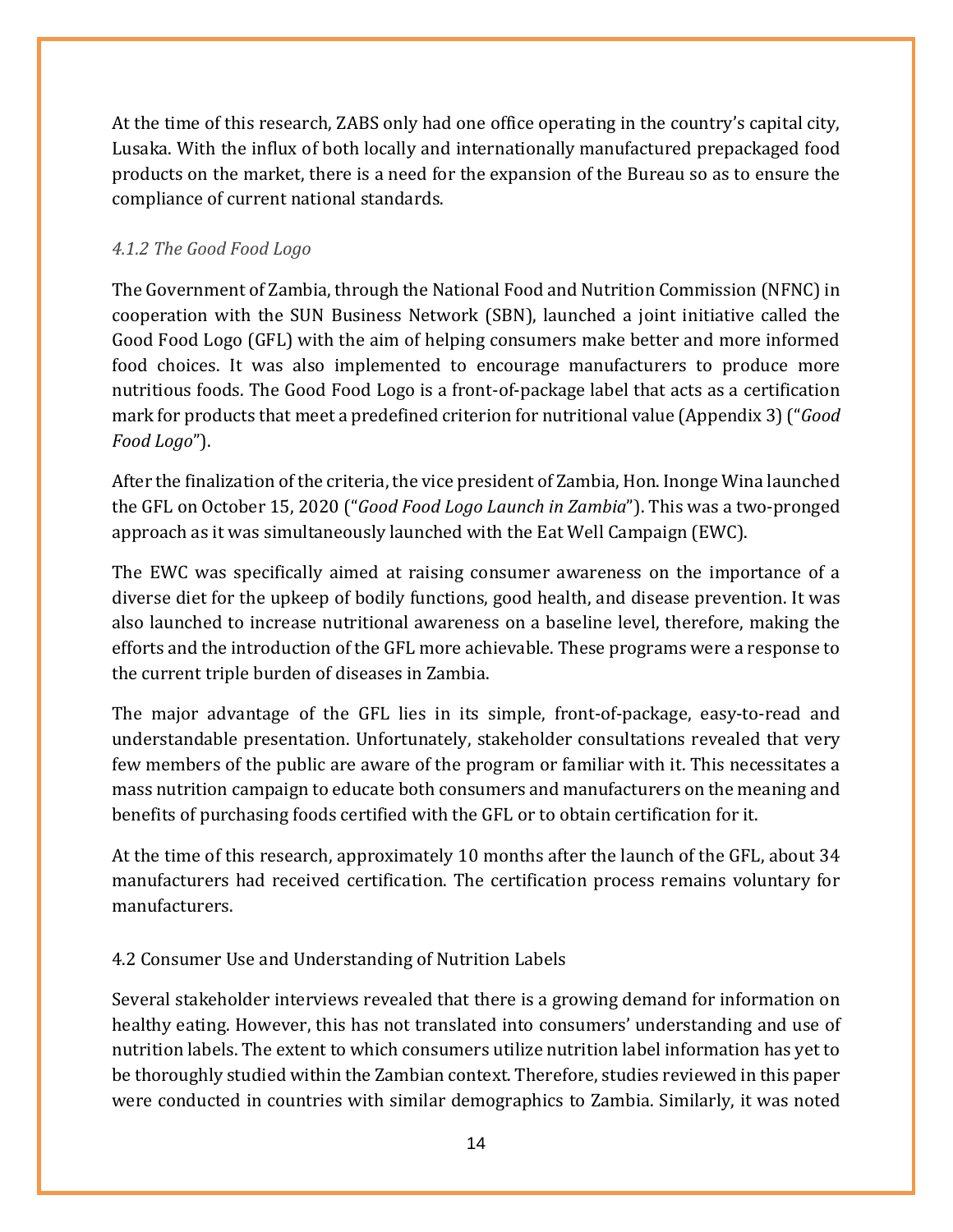At the time of this research, ZABS only had one office operating in the country's capital city, Lusaka. With the influx of both locally and internationally manufactured prepackaged food products on the market, there is a need for the expansion of the Bureau so as to ensure the compliance of current national standards.

#### *4.1.2 The Good Food Logo*

The Government of Zambia, through the National Food and Nutrition Commission (NFNC) in cooperation with the SUN Business Network (SBN), launched a joint initiative called the Good Food Logo (GFL) with the aim of helping consumers make better and more informed food choices. It was also implemented to encourage manufacturers to produce more nutritious foods. The Good Food Logo is a front-of-package label that acts as a certification mark for products that meet a predefined criterion for nutritional value (Appendix 3) ("*Good Food Logo*").

After the finalization of the criteria, the vice president of Zambia, Hon. Inonge Wina launched the GFL on October 15, 2020 ("*Good Food Logo Launch in Zambia*"). This was a two-pronged approach as it was simultaneously launched with the Eat Well Campaign (EWC).

The EWC was specifically aimed at raising consumer awareness on the importance of a diverse diet for the upkeep of bodily functions, good health, and disease prevention. It was also launched to increase nutritional awareness on a baseline level, therefore, making the efforts and the introduction of the GFL more achievable. These programs were a response to the current triple burden of diseases in Zambia.

The major advantage of the GFL lies in its simple, front-of-package, easy-to-read and understandable presentation. Unfortunately, stakeholder consultations revealed that very few members of the public are aware of the program or familiar with it. This necessitates a mass nutrition campaign to educate both consumers and manufacturers on the meaning and benefits of purchasing foods certified with the GFL or to obtain certification for it.

At the time of this research, approximately 10 months after the launch of the GFL, about 34 manufacturers had received certification. The certification process remains voluntary for manufacturers.

### 4.2 Consumer Use and Understanding of Nutrition Labels

Several stakeholder interviews revealed that there is a growing demand for information on healthy eating. However, this has not translated into consumers' understanding and use of nutrition labels. The extent to which consumers utilize nutrition label information has yet to be thoroughly studied within the Zambian context. Therefore, studies reviewed in this paper were conducted in countries with similar demographics to Zambia. Similarly, it was noted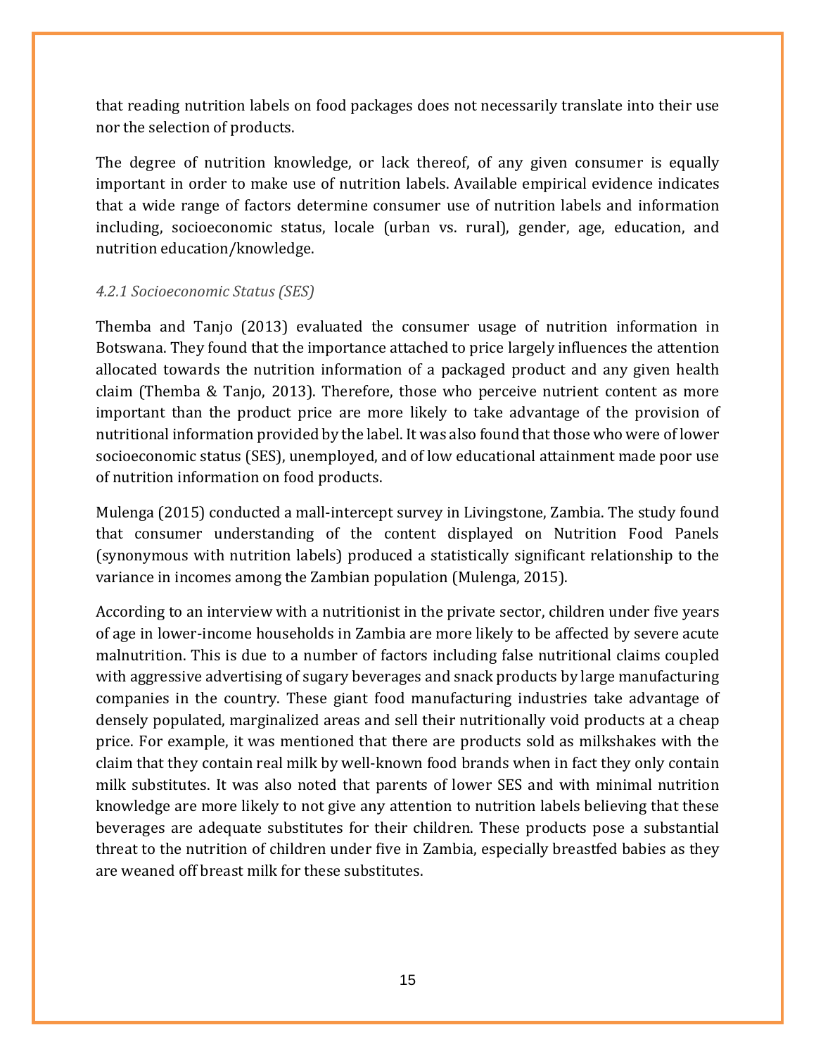that reading nutrition labels on food packages does not necessarily translate into their use nor the selection of products.

The degree of nutrition knowledge, or lack thereof, of any given consumer is equally important in order to make use of nutrition labels. Available empirical evidence indicates that a wide range of factors determine consumer use of nutrition labels and information including, socioeconomic status, locale (urban vs. rural), gender, age, education, and nutrition education/knowledge.

#### *4.2.1 Socioeconomic Status (SES)*

Themba and Tanjo (2013) evaluated the consumer usage of nutrition information in Botswana. They found that the importance attached to price largely influences the attention allocated towards the nutrition information of a packaged product and any given health claim (Themba & Tanjo, 2013). Therefore, those who perceive nutrient content as more important than the product price are more likely to take advantage of the provision of nutritional information provided by the label. It was also found that those who were of lower socioeconomic status (SES), unemployed, and of low educational attainment made poor use of nutrition information on food products.

Mulenga (2015) conducted a mall-intercept survey in Livingstone, Zambia. The study found that consumer understanding of the content displayed on Nutrition Food Panels (synonymous with nutrition labels) produced a statistically significant relationship to the variance in incomes among the Zambian population (Mulenga, 2015).

According to an interview with a nutritionist in the private sector, children under five years of age in lower-income households in Zambia are more likely to be affected by severe acute malnutrition. This is due to a number of factors including false nutritional claims coupled with aggressive advertising of sugary beverages and snack products by large manufacturing companies in the country. These giant food manufacturing industries take advantage of densely populated, marginalized areas and sell their nutritionally void products at a cheap price. For example, it was mentioned that there are products sold as milkshakes with the claim that they contain real milk by well-known food brands when in fact they only contain milk substitutes. It was also noted that parents of lower SES and with minimal nutrition knowledge are more likely to not give any attention to nutrition labels believing that these beverages are adequate substitutes for their children. These products pose a substantial threat to the nutrition of children under five in Zambia, especially breastfed babies as they are weaned off breast milk for these substitutes.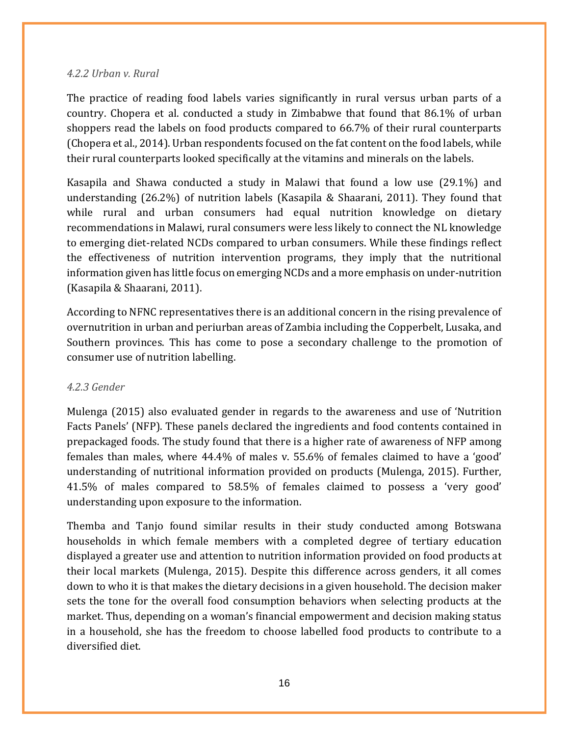*4.2.2 Urban v. Rural*

The practice of reading food labels varies significantly in rural versus urban parts of a country. Chopera et al. conducted a study in Zimbabwe that found that 86.1% of urban shoppers read the labels on food products compared to 66.7% of their rural counterparts (Chopera et al., 2014). Urban respondents focused on the fat content on the food labels, while their rural counterparts looked specifically at the vitamins and minerals on the labels.

Kasapila and Shawa conducted a study in Malawi that found a low use (29.1%) and understanding (26.2%) of nutrition labels (Kasapila & Shaarani, 2011). They found that while rural and urban consumers had equal nutrition knowledge on dietary recommendations in Malawi, rural consumers were less likely to connect the NL knowledge to emerging diet-related NCDs compared to urban consumers. While these findings reflect the effectiveness of nutrition intervention programs, they imply that the nutritional information given has little focus on emerging NCDs and a more emphasis on under-nutrition (Kasapila & Shaarani, 2011).

According to NFNC representatives there is an additional concern in the rising prevalence of overnutrition in urban and periurban areas of Zambia including the Copperbelt, Lusaka, and Southern provinces. This has come to pose a secondary challenge to the promotion of consumer use of nutrition labelling.

*4.2.3 Gender*

Mulenga (2015) also evaluated gender in regards to the awareness and use of 'Nutrition Facts Panels' (NFP). These panels declared the ingredients and food contents contained in prepackaged foods. The study found that there is a higher rate of awareness of NFP among females than males, where 44.4% of males v. 55.6% of females claimed to have a 'good' understanding of nutritional information provided on products (Mulenga, 2015). Further, 41.5% of males compared to 58.5% of females claimed to possess a 'very good' understanding upon exposure to the information.

Themba and Tanjo found similar results in their study conducted among Botswana households in which female members with a completed degree of tertiary education displayed a greater use and attention to nutrition information provided on food products at their local markets (Mulenga, 2015). Despite this difference across genders, it all comes down to who it is that makes the dietary decisions in a given household. The decision maker sets the tone for the overall food consumption behaviors when selecting products at the market. Thus, depending on a woman's financial empowerment and decision making status in a household, she has the freedom to choose labelled food products to contribute to a diversified diet.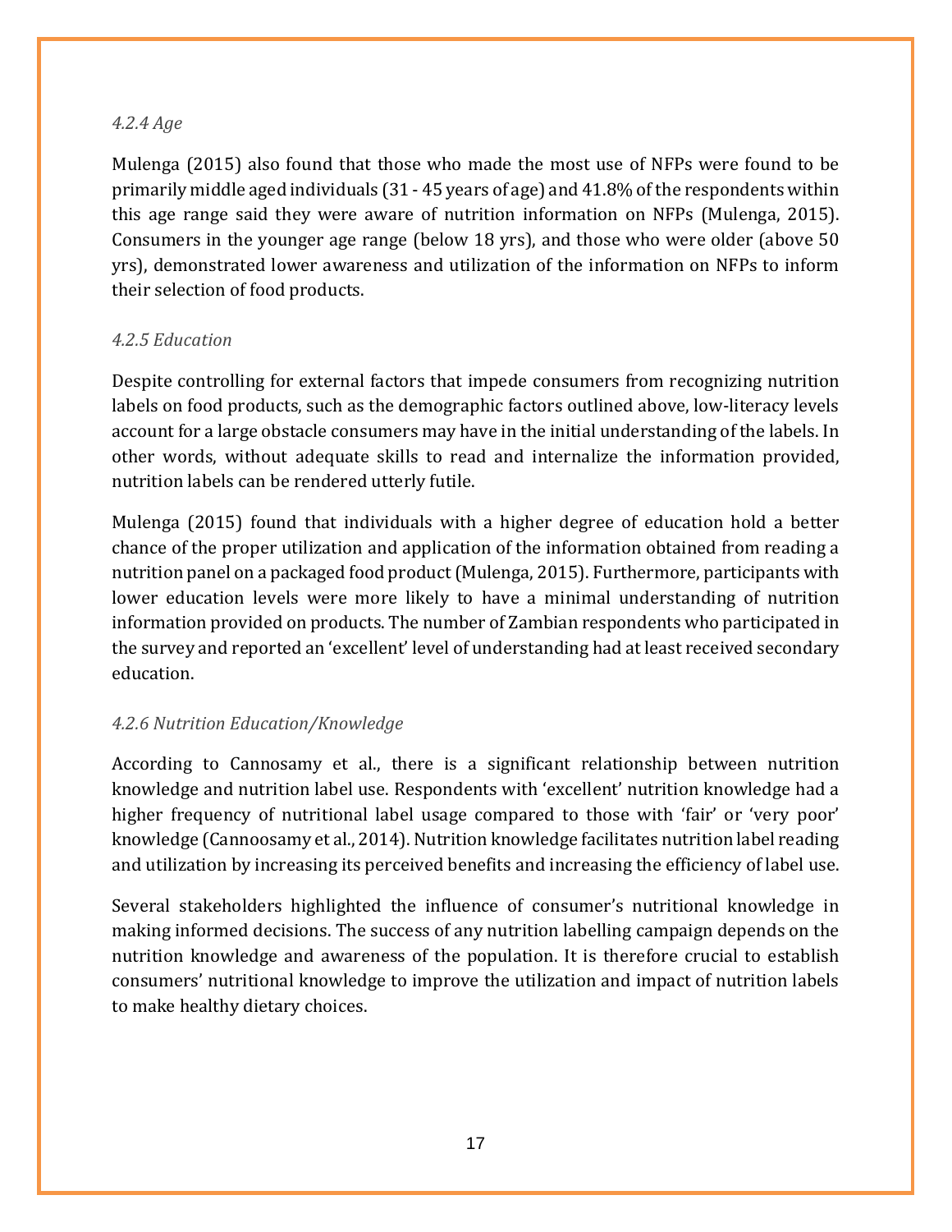#### *4.2.4 Age*

Mulenga (2015) also found that those who made the most use of NFPs were found to be primarily middle aged individuals (31 - 45 years of age) and 41.8% of the respondents within this age range said they were aware of nutrition information on NFPs (Mulenga, 2015). Consumers in the younger age range (below 18 yrs), and those who were older (above 50 yrs), demonstrated lower awareness and utilization of the information on NFPs to inform their selection of food products.

#### *4.2.5 Education*

Despite controlling for external factors that impede consumers from recognizing nutrition labels on food products, such as the demographic factors outlined above, low-literacy levels account for a large obstacle consumers may have in the initial understanding of the labels. In other words, without adequate skills to read and internalize the information provided, nutrition labels can be rendered utterly futile.

Mulenga (2015) found that individuals with a higher degree of education hold a better chance of the proper utilization and application of the information obtained from reading a nutrition panel on a packaged food product (Mulenga, 2015). Furthermore, participants with lower education levels were more likely to have a minimal understanding of nutrition information provided on products. The number of Zambian respondents who participated in the survey and reported an 'excellent' level of understanding had at least received secondary education.

#### *4.2.6 Nutrition Education/Knowledge*

According to Cannosamy et al., there is a significant relationship between nutrition knowledge and nutrition label use. Respondents with 'excellent' nutrition knowledge had a higher frequency of nutritional label usage compared to those with 'fair' or 'very poor' knowledge (Cannoosamy et al., 2014). Nutrition knowledge facilitates nutrition label reading and utilization by increasing its perceived benefits and increasing the efficiency of label use.

Several stakeholders highlighted the influence of consumer's nutritional knowledge in making informed decisions. The success of any nutrition labelling campaign depends on the nutrition knowledge and awareness of the population. It is therefore crucial to establish consumers' nutritional knowledge to improve the utilization and impact of nutrition labels to make healthy dietary choices.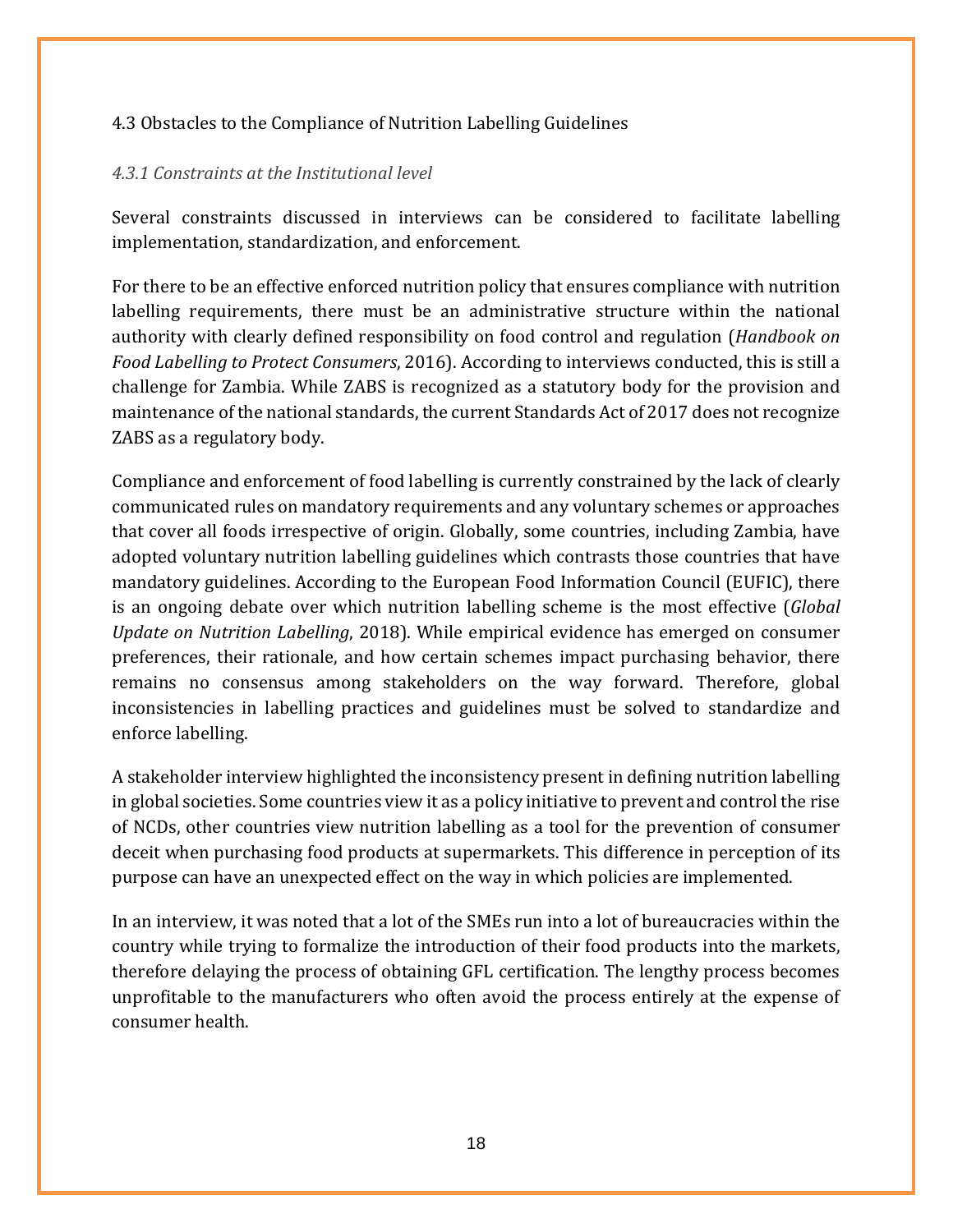## 4.3 Obstacles to the Compliance of Nutrition Labelling Guidelines

### *4.3.1 Constraints at the Institutional level*

Several constraints discussed in interviews can be considered to facilitate labelling implementation, standardization, and enforcement.

For there to be an effective enforced nutrition policy that ensures compliance with nutrition labelling requirements, there must be an administrative structure within the national authority with clearly defined responsibility on food control and regulation (*Handbook on Food Labelling to Protect Consumers*, 2016). According to interviews conducted, this is still a challenge for Zambia. While ZABS is recognized as a statutory body for the provision and maintenance of the national standards, the current Standards Act of 2017 does not recognize ZABS as a regulatory body.

Compliance and enforcement of food labelling is currently constrained by the lack of clearly communicated rules on mandatory requirements and any voluntary schemes or approaches that cover all foods irrespective of origin. Globally, some countries, including Zambia, have adopted voluntary nutrition labelling guidelines which contrasts those countries that have mandatory guidelines. According to the European Food Information Council (EUFIC), there is an ongoing debate over which nutrition labelling scheme is the most effective (*Global Update on Nutrition Labelling*, 2018). While empirical evidence has emerged on consumer preferences, their rationale, and how certain schemes impact purchasing behavior, there remains no consensus among stakeholders on the way forward. Therefore, global inconsistencies in labelling practices and guidelines must be solved to standardize and enforce labelling.

A stakeholder interview highlighted the inconsistency present in defining nutrition labelling in global societies. Some countries view it as a policy initiative to prevent and control the rise of NCDs, other countries view nutrition labelling as a tool for the prevention of consumer deceit when purchasing food products at supermarkets. This difference in perception of its purpose can have an unexpected effect on the way in which policies are implemented.

In an interview, it was noted that a lot of the SMEs run into a lot of bureaucracies within the country while trying to formalize the introduction of their food products into the markets, therefore delaying the process of obtaining GFL certification. The lengthy process becomes unprofitable to the manufacturers who often avoid the process entirely at the expense of consumer health.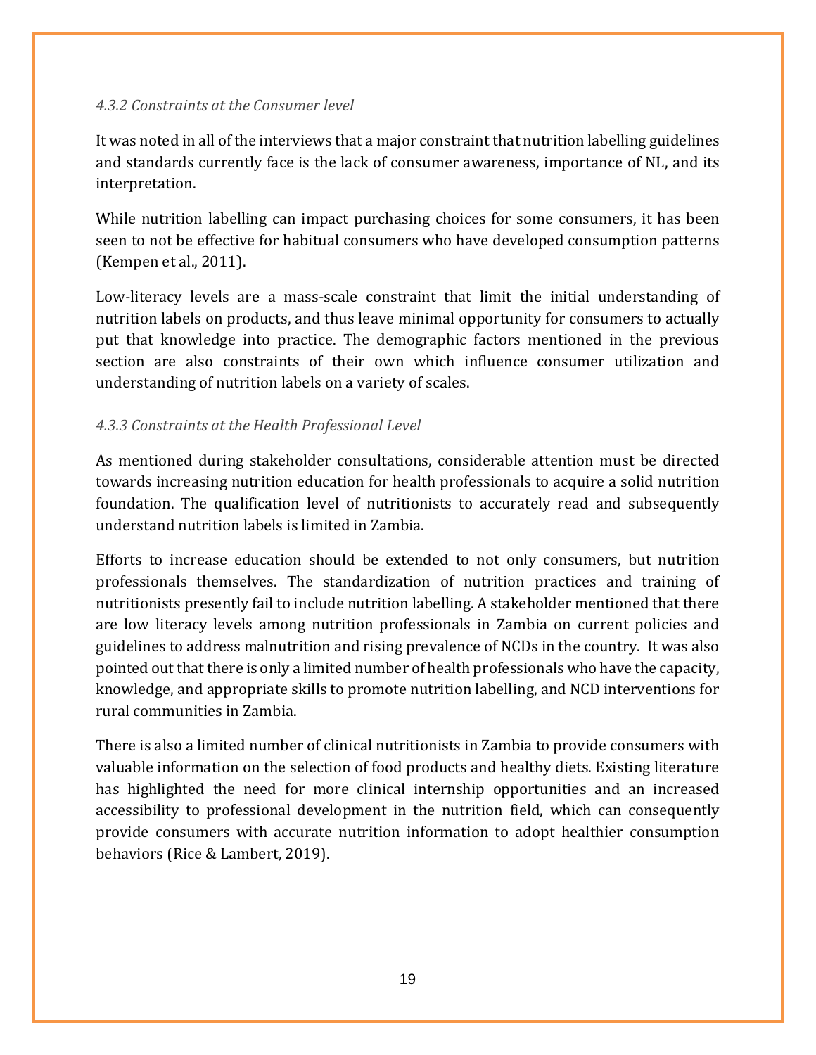#### *4.3.2 Constraints at the Consumer level*

It was noted in all of the interviews that a major constraint that nutrition labelling guidelines and standards currently face is the lack of consumer awareness, importance of NL, and its interpretation.

While nutrition labelling can impact purchasing choices for some consumers, it has been seen to not be effective for habitual consumers who have developed consumption patterns (Kempen et al., 2011).

Low-literacy levels are a mass-scale constraint that limit the initial understanding of nutrition labels on products, and thus leave minimal opportunity for consumers to actually put that knowledge into practice. The demographic factors mentioned in the previous section are also constraints of their own which influence consumer utilization and understanding of nutrition labels on a variety of scales.

#### *4.3.3 Constraints at the Health Professional Level*

As mentioned during stakeholder consultations, considerable attention must be directed towards increasing nutrition education for health professionals to acquire a solid nutrition foundation. The qualification level of nutritionists to accurately read and subsequently understand nutrition labels is limited in Zambia.

Efforts to increase education should be extended to not only consumers, but nutrition professionals themselves. The standardization of nutrition practices and training of nutritionists presently fail to include nutrition labelling. A stakeholder mentioned that there are low literacy levels among nutrition professionals in Zambia on current policies and guidelines to address malnutrition and rising prevalence of NCDs in the country. It was also pointed out that there is only a limited number of health professionals who have the capacity, knowledge, and appropriate skills to promote nutrition labelling, and NCD interventions for rural communities in Zambia.

There is also a limited number of clinical nutritionists in Zambia to provide consumers with valuable information on the selection of food products and healthy diets. Existing literature has highlighted the need for more clinical internship opportunities and an increased accessibility to professional development in the nutrition field, which can consequently provide consumers with accurate nutrition information to adopt healthier consumption behaviors (Rice & Lambert, 2019).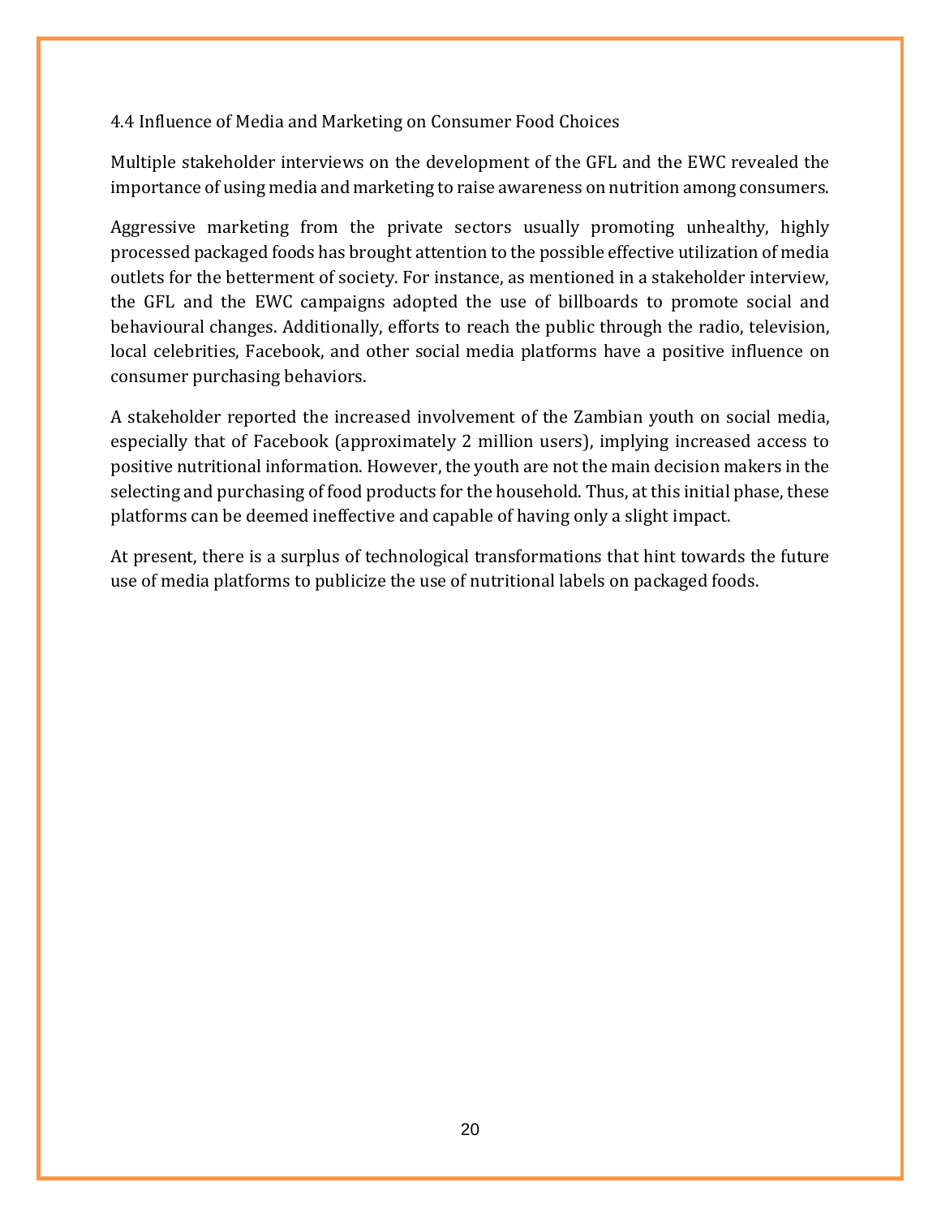### 4.4 Influence of Media and Marketing on Consumer Food Choices

Multiple stakeholder interviews on the development of the GFL and the EWC revealed the importance of using media and marketing to raise awareness on nutrition among consumers.

Aggressive marketing from the private sectors usually promoting unhealthy, highly processed packaged foods has brought attention to the possible effective utilization of media outlets for the betterment of society. For instance, as mentioned in a stakeholder interview, the GFL and the EWC campaigns adopted the use of billboards to promote social and behavioural changes. Additionally, efforts to reach the public through the radio, television, local celebrities, Facebook, and other social media platforms have a positive influence on consumer purchasing behaviors.

A stakeholder reported the increased involvement of the Zambian youth on social media, especially that of Facebook (approximately 2 million users), implying increased access to positive nutritional information. However, the youth are not the main decision makers in the selecting and purchasing of food products for the household. Thus, at this initial phase, these platforms can be deemed ineffective and capable of having only a slight impact.

At present, there is a surplus of technological transformations that hint towards the future use of media platforms to publicize the use of nutritional labels on packaged foods.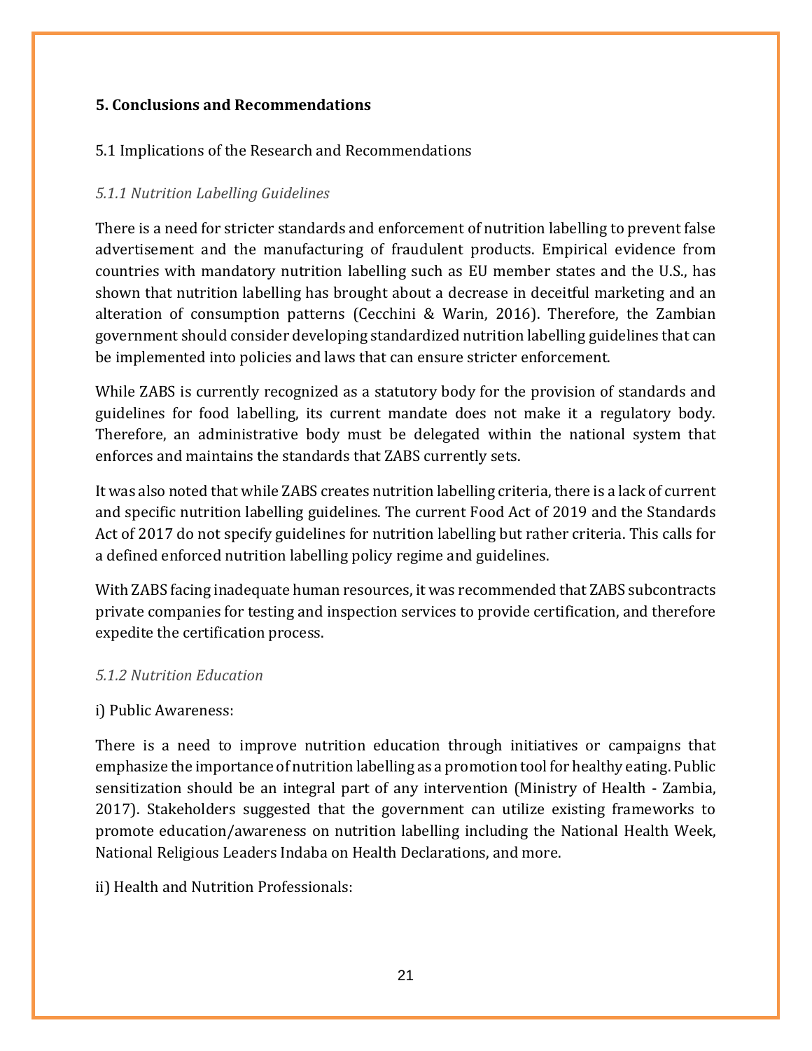## 5. Conclusions and Recommendations

### 5.1 Implications of the Research and Recommendations

#### *5.1.1 Nutrition Labelling Guidelines*

There is a need for stricter standards and enforcement of nutrition labelling to prevent false advertisement and the manufacturing of fraudulent products. Empirical evidence from countries with mandatory nutrition labelling such as EU member states and the U.S., has shown that nutrition labelling has brought about a decrease in deceitful marketing and an alteration of consumption patterns (Cecchini & Warin, 2016). Therefore, the Zambian government should consider developing standardized nutrition labelling guidelines that can be implemented into policies and laws that can ensure stricter enforcement.

While ZABS is currently recognized as a statutory body for the provision of standards and guidelines for food labelling, its current mandate does not make it a regulatory body. Therefore, an administrative body must be delegated within the national system that enforces and maintains the standards that ZABS currently sets.

It was also noted that while ZABS creates nutrition labelling criteria, there is a lack of current and specific nutrition labelling guidelines. The current Food Act of 2019 and the Standards Act of 2017 do not specify guidelines for nutrition labelling but rather criteria. This calls for a defined enforced nutrition labelling policy regime and guidelines.

With ZABS facing inadequate human resources, it was recommended that ZABS subcontracts private companies for testing and inspection services to provide certification, and therefore expedite the certification process.

#### *5.1.2 Nutrition Education*

i) Public Awareness:

There is a need to improve nutrition education through initiatives or campaigns that emphasize the importance of nutrition labelling as a promotion tool for healthy eating. Public sensitization should be an integral part of any intervention (Ministry of Health - Zambia, 2017). Stakeholders suggested that the government can utilize existing frameworks to promote education/awareness on nutrition labelling including the National Health Week, National Religious Leaders Indaba on Health Declarations, and more.

ii) Health and Nutrition Professionals: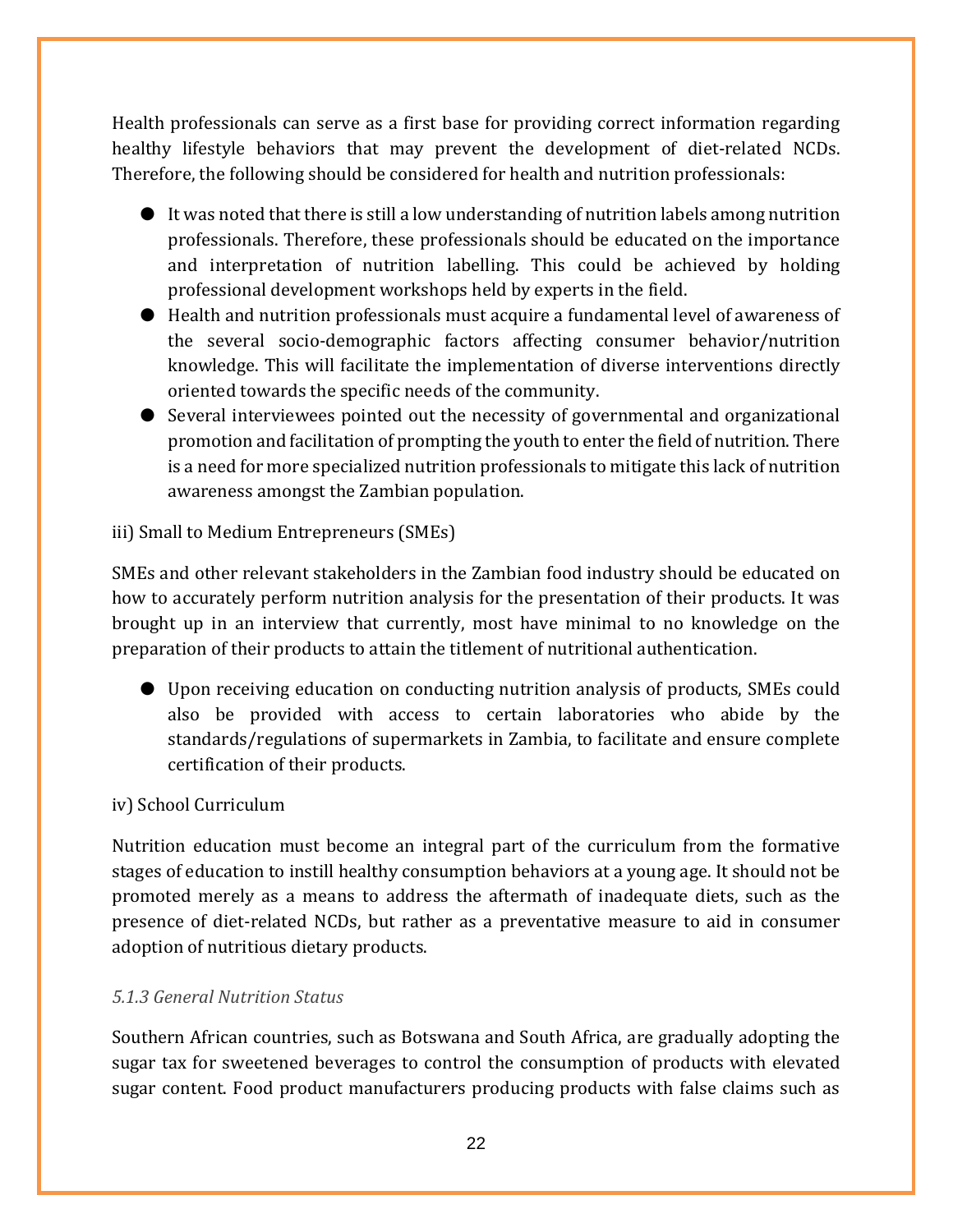Health professionals can serve as a first base for providing correct information regarding healthy lifestyle behaviors that may prevent the development of diet-related NCDs. Therefore, the following should be considered for health and nutrition professionals:

- It was noted that there is still a low understanding of nutrition labels among nutrition professionals. Therefore, these professionals should be educated on the importance and interpretation of nutrition labelling. This could be achieved by holding professional development workshops held by experts in the field.
- Health and nutrition professionals must acquire a fundamental level of awareness of the several socio-demographic factors affecting consumer behavior/nutrition knowledge. This will facilitate the implementation of diverse interventions directly oriented towards the specific needs of the community.
- Several interviewees pointed out the necessity of governmental and organizational promotion and facilitation of prompting the youth to enter the field of nutrition. There is a need for more specialized nutrition professionals to mitigate this lack of nutrition awareness amongst the Zambian population.

iii) Small to Medium Entrepreneurs (SMEs)

SMEs and other relevant stakeholders in the Zambian food industry should be educated on how to accurately perform nutrition analysis for the presentation of their products. It was brought up in an interview that currently, most have minimal to no knowledge on the preparation of their products to attain the titlement of nutritional authentication.

- Upon receiving education on conducting nutrition analysis of products, SMEs could also be provided with access to certain laboratories who abide by the standards/regulations of supermarkets in Zambia, to facilitate and ensure complete certification of their products.

iv) School Curriculum

Nutrition education must become an integral part of the curriculum from the formative stages of education to instill healthy consumption behaviors at a young age. It should not be promoted merely as a means to address the aftermath of inadequate diets, such as the presence of diet-related NCDs, but rather as a preventative measure to aid in consumer adoption of nutritious dietary products.

#### *5.1.3 General Nutrition Status*

Southern African countries, such as Botswana and South Africa, are gradually adopting the sugar tax for sweetened beverages to control the consumption of products with elevated sugar content. Food product manufacturers producing products with false claims such as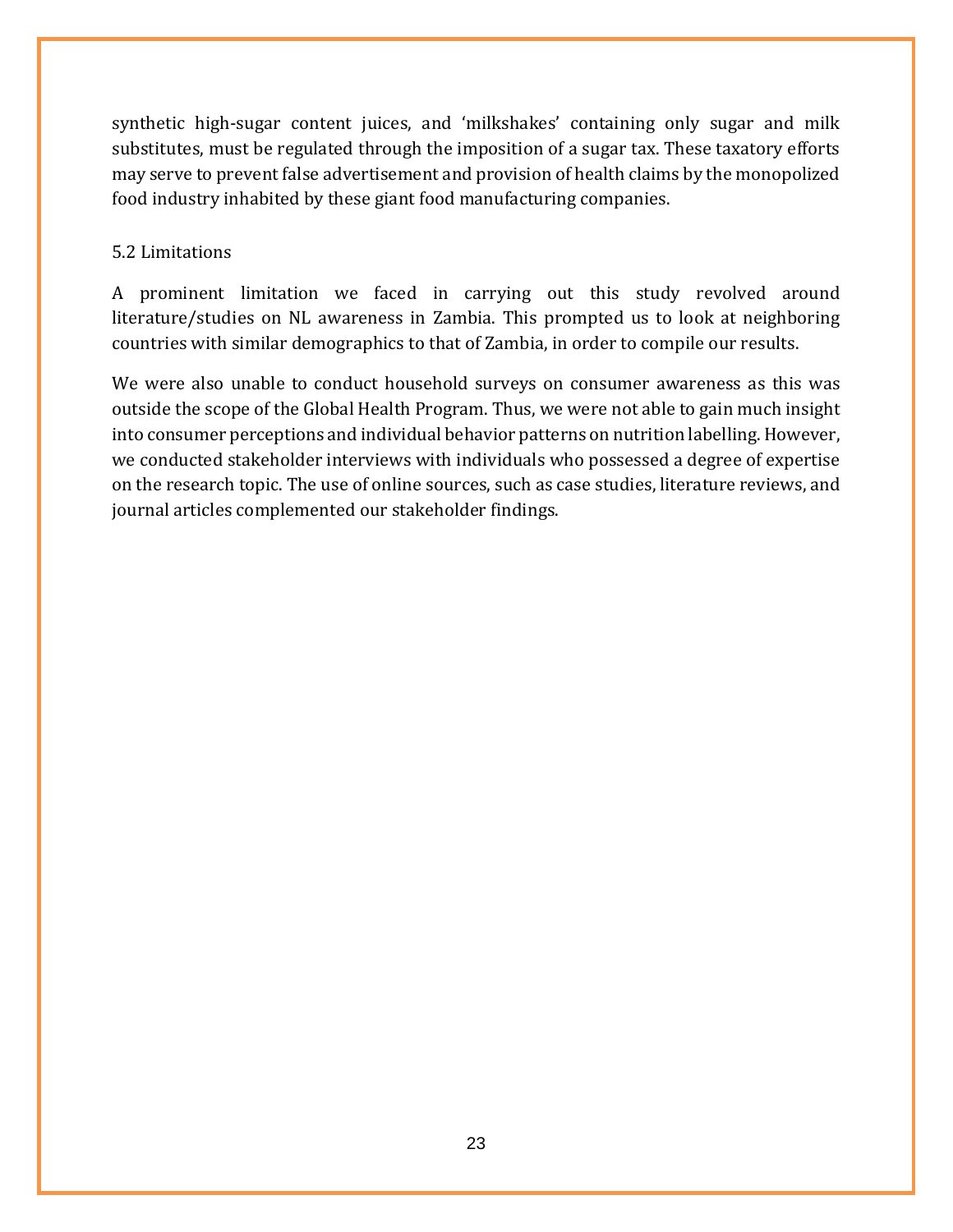synthetic high-sugar content juices, and 'milkshakes' containing only sugar and milk substitutes, must be regulated through the imposition of a sugar tax. These taxatory efforts may serve to prevent false advertisement and provision of health claims by the monopolized food industry inhabited by these giant food manufacturing companies.

## 5.2 Limitations

A prominent limitation we faced in carrying out this study revolved around literature/studies on NL awareness in Zambia. This prompted us to look at neighboring countries with similar demographics to that of Zambia, in order to compile our results.

We were also unable to conduct household surveys on consumer awareness as this was outside the scope of the Global Health Program. Thus, we were not able to gain much insight into consumer perceptions and individual behavior patterns on nutrition labelling. However, we conducted stakeholder interviews with individuals who possessed a degree of expertise on the research topic. The use of online sources, such as case studies, literature reviews, and journal articles complemented our stakeholder findings.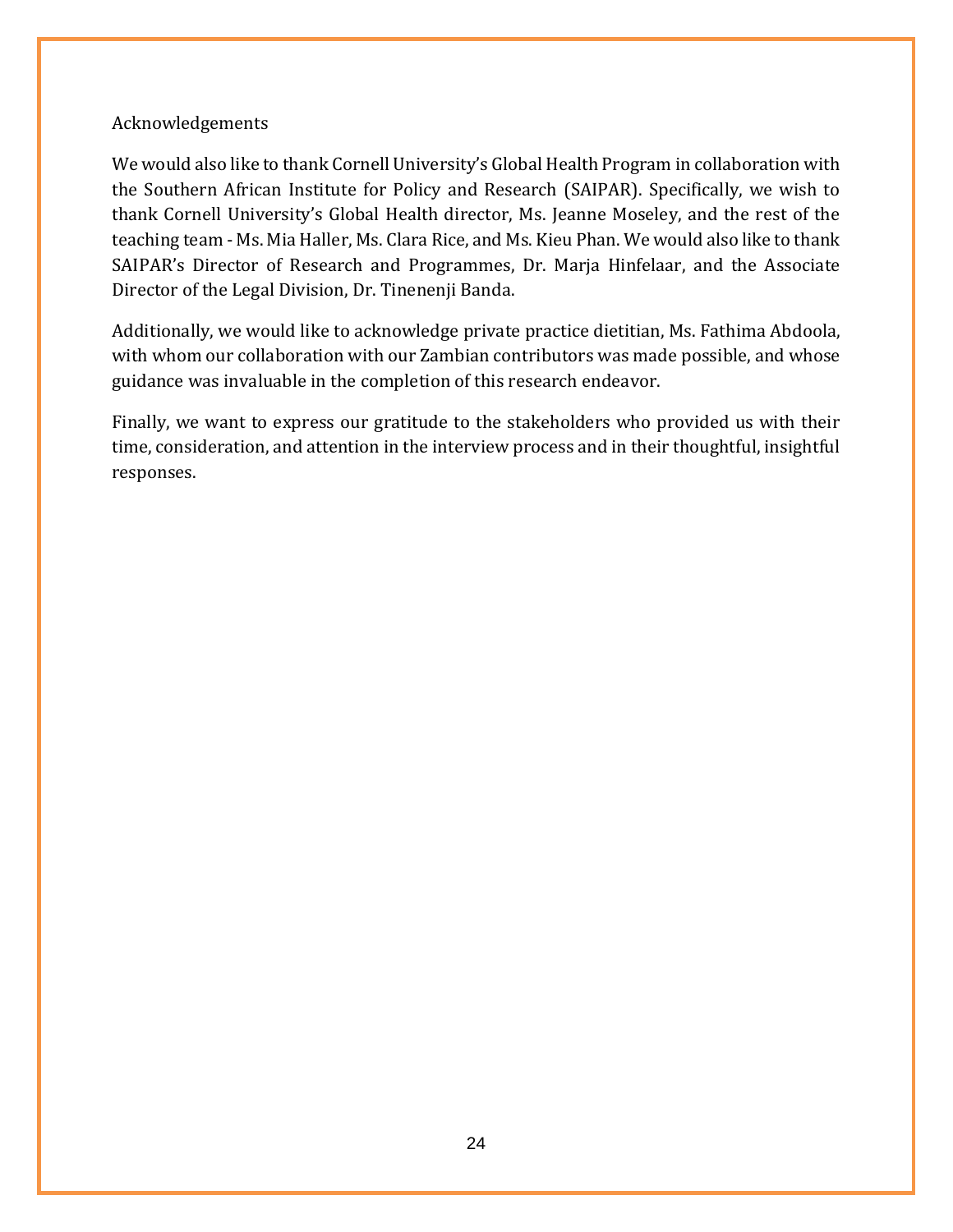## Acknowledgements

We would also like to thank Cornell University's Global Health Program in collaboration with the Southern African Institute for Policy and Research (SAIPAR). Specifically, we wish to thank Cornell University's Global Health director, Ms. Jeanne Moseley, and the rest of the teaching team - Ms. Mia Haller, Ms. Clara Rice, and Ms. Kieu Phan. We would also like to thank SAIPAR's Director of Research and Programmes, Dr. Marja Hinfelaar, and the Associate Director of the Legal Division, Dr. Tinenenji Banda.

Additionally, we would like to acknowledge private practice dietitian, Ms. Fathima Abdoola, with whom our collaboration with our Zambian contributors was made possible, and whose guidance was invaluable in the completion of this research endeavor.

Finally, we want to express our gratitude to the stakeholders who provided us with their time, consideration, and attention in the interview process and in their thoughtful, insightful responses.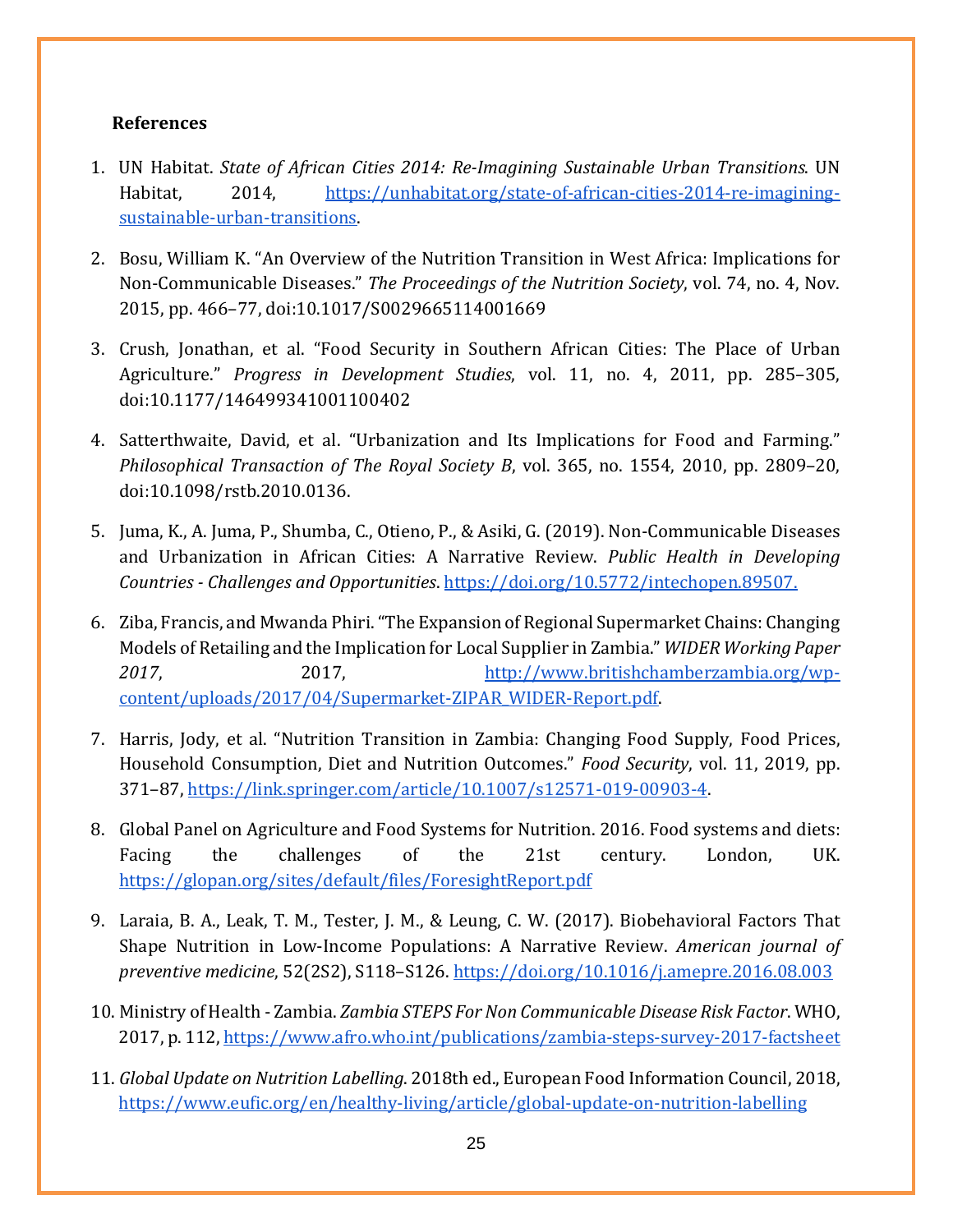**References**

1. UN Habitat. *State of African Cities 2014: Re-Imagining Sustainable Urban Transitions*. UN Habitat, 2014, https://unhabitat.org/state-of-african-cities-2014-re-imagining-sustainable-urban-transitions.

2. Bosu, William K. "An Overview of the Nutrition Transition in West Africa: Implications for Non-Communicable Diseases." *The Proceedings of the Nutrition Society*, vol. 74, no. 4, Nov. 2015, pp. 466–77, doi:10.1017/S0029665114001669

3. Crush, Jonathan, et al. "Food Security in Southern African Cities: The Place of Urban Agriculture." *Progress in Development Studies*, vol. 11, no. 4, 2011, pp. 285–305, doi:10.1177/146499341001100402

4. Satterthwaite, David, et al. "Urbanization and Its Implications for Food and Farming." *Philosophical Transaction of The Royal Society B*, vol. 365, no. 1554, 2010, pp. 2809–20, doi:10.1098/rstb.2010.0136.

5. Juma, K., A. Juma, P., Shumba, C., Otieno, P., & Asiki, G. (2019). Non-Communicable Diseases and Urbanization in African Cities: A Narrative Review. *Public Health in Developing Countries - Challenges and Opportunities*. https://doi.org/10.5772/intechopen.89507.

6. Ziba, Francis, and Mwanda Phiri. "The Expansion of Regional Supermarket Chains: Changing Models of Retailing and the Implication for Local Supplier in Zambia." *WIDER Working Paper 2017*, 2017, http://www.britishchamberzambia.org/wp-content/uploads/2017/04/Supermarket-ZIPAR_WIDER-Report.pdf.

7. Harris, Jody, et al. "Nutrition Transition in Zambia: Changing Food Supply, Food Prices, Household Consumption, Diet and Nutrition Outcomes." *Food Security*, vol. 11, 2019, pp. 371–87, https://link.springer.com/article/10.1007/s12571-019-00903-4.

8. Global Panel on Agriculture and Food Systems for Nutrition. 2016. Food systems and diets: Facing the challenges of the 21st century. London, UK. https://glopan.org/sites/default/files/ForesightReport.pdf

9. Laraia, B. A., Leak, T. M., Tester, J. M., & Leung, C. W. (2017). Biobehavioral Factors That Shape Nutrition in Low-Income Populations: A Narrative Review. *American journal of preventive medicine*, 52(2S2), S118–S126. https://doi.org/10.1016/j.amepre.2016.08.003

10. Ministry of Health - Zambia. *Zambia STEPS For Non Communicable Disease Risk Factor*. WHO, 2017, p. 112, https://www.afro.who.int/publications/zambia-steps-survey-2017-factsheet

11. *Global Update on Nutrition Labelling*. 2018th ed., European Food Information Council, 2018, https://www.eufic.org/en/healthy-living/article/global-update-on-nutrition-labelling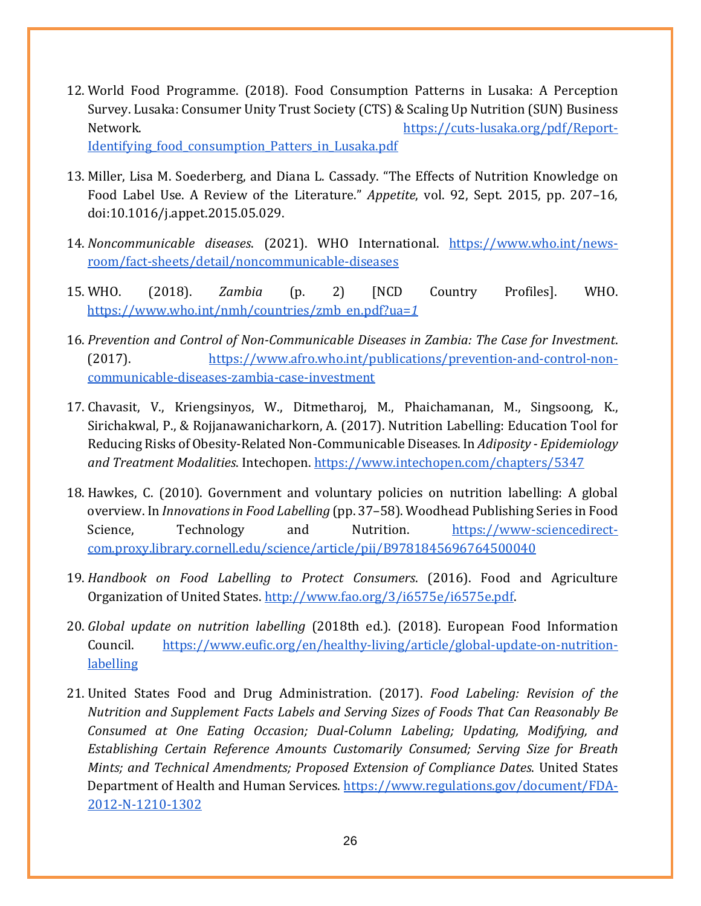12. World Food Programme. (2018). Food Consumption Patterns in Lusaka: A Perception Survey. Lusaka: Consumer Unity Trust Society (CTS) & Scaling Up Nutrition (SUN) Business Network. https://cuts-lusaka.org/pdf/Report-Identifying_food_consumption_Patters_in_Lusaka.pdf

13. Miller, Lisa M. Soederberg, and Diana L. Cassady. "The Effects of Nutrition Knowledge on Food Label Use. A Review of the Literature." *Appetite*, vol. 92, Sept. 2015, pp. 207–16, doi:10.1016/j.appet.2015.05.029.

14. *Noncommunicable diseases*. (2021). WHO International. https://www.who.int/news-room/fact-sheets/detail/noncommunicable-diseases

15. WHO. (2018). *Zambia* (p. 2) [NCD Country Profiles]. WHO. https://www.who.int/nmh/countries/zmb_en.pdf?ua=1

16. *Prevention and Control of Non-Communicable Diseases in Zambia: The Case for Investment*. (2017). https://www.afro.who.int/publications/prevention-and-control-non-communicable-diseases-zambia-case-investment

17. Chavasit, V., Kriengsinyos, W., Ditmetharoj, M., Phaichamanan, M., Singsoong, K., Sirichakwal, P., & Rojjanawanicharkorn, A. (2017). Nutrition Labelling: Education Tool for Reducing Risks of Obesity-Related Non-Communicable Diseases. In *Adiposity - Epidemiology and Treatment Modalities*. Intechopen. https://www.intechopen.com/chapters/5347

18. Hawkes, C. (2010). Government and voluntary policies on nutrition labelling: A global overview. In *Innovations in Food Labelling* (pp. 37–58). Woodhead Publishing Series in Food Science, Technology and Nutrition. https://www-sciencedirect-com.proxy.library.cornell.edu/science/article/pii/B9781845696764500040

19. *Handbook on Food Labelling to Protect Consumers*. (2016). Food and Agriculture Organization of United States. http://www.fao.org/3/i6575e/i6575e.pdf.

20. *Global update on nutrition labelling* (2018th ed.). (2018). European Food Information Council. https://www.eufic.org/en/healthy-living/article/global-update-on-nutrition-labelling

21. United States Food and Drug Administration. (2017). *Food Labeling: Revision of the Nutrition and Supplement Facts Labels and Serving Sizes of Foods That Can Reasonably Be Consumed at One Eating Occasion; Dual-Column Labeling; Updating, Modifying, and Establishing Certain Reference Amounts Customarily Consumed; Serving Size for Breath Mints; and Technical Amendments; Proposed Extension of Compliance Dates*. United States Department of Health and Human Services. https://www.regulations.gov/document/FDA-2012-N-1210-1302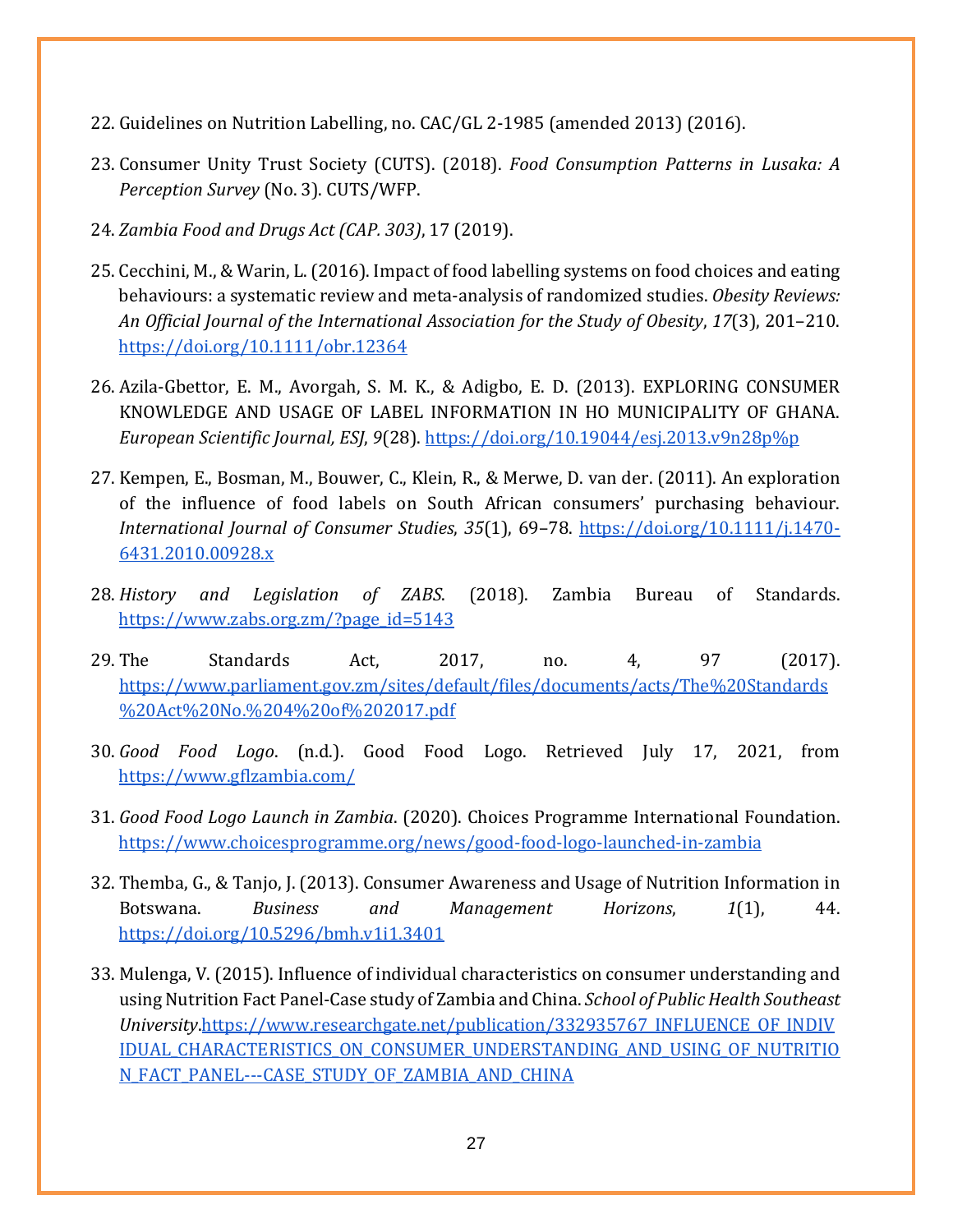22. Guidelines on Nutrition Labelling, no. CAC/GL 2-1985 (amended 2013) (2016).

23. Consumer Unity Trust Society (CUTS). (2018). *Food Consumption Patterns in Lusaka: A Perception Survey* (No. 3). CUTS/WFP.

24. *Zambia Food and Drugs Act (CAP. 303)*, 17 (2019).

25. Cecchini, M., & Warin, L. (2016). Impact of food labelling systems on food choices and eating behaviours: a systematic review and meta-analysis of randomized studies. *Obesity Reviews: An Official Journal of the International Association for the Study of Obesity*, *17*(3), 201–210. https://doi.org/10.1111/obr.12364

26. Azila-Gbettor, E. M., Avorgah, S. M. K., & Adigbo, E. D. (2013). EXPLORING CONSUMER KNOWLEDGE AND USAGE OF LABEL INFORMATION IN HO MUNICIPALITY OF GHANA. *European Scientific Journal, ESJ*, *9*(28). https://doi.org/10.19044/esj.2013.v9n28p%p

27. Kempen, E., Bosman, M., Bouwer, C., Klein, R., & Merwe, D. van der. (2011). An exploration of the influence of food labels on South African consumers' purchasing behaviour. *International Journal of Consumer Studies*, *35*(1), 69–78. https://doi.org/10.1111/j.1470-6431.2010.00928.x

28. *History and Legislation of ZABS*. (2018). Zambia Bureau of Standards. https://www.zabs.org.zm/?page_id=5143

29. The Standards Act, 2017, no. 4, 97 (2017). https://www.parliament.gov.zm/sites/default/files/documents/acts/The%20Standards%20Act%20No.%204%20of%202017.pdf

30. *Good Food Logo*. (n.d.). Good Food Logo. Retrieved July 17, 2021, from https://www.gflzambia.com/

31. *Good Food Logo Launch in Zambia*. (2020). Choices Programme International Foundation. https://www.choicesprogramme.org/news/good-food-logo-launched-in-zambia

32. Themba, G., & Tanjo, J. (2013). Consumer Awareness and Usage of Nutrition Information in Botswana. *Business and Management Horizons*, *1*(1), 44. https://doi.org/10.5296/bmh.v1i1.3401

33. Mulenga, V. (2015). Influence of individual characteristics on consumer understanding and using Nutrition Fact Panel-Case study of Zambia and China. *School of Public Health Southeast University*.https://www.researchgate.net/publication/332935767_INFLUENCE_OF_INDIVIDUAL_CHARACTERISTICS_ON_CONSUMER_UNDERSTANDING_AND_USING_OF_NUTRITION_FACT_PANEL---CASE_STUDY_OF_ZAMBIA_AND_CHINA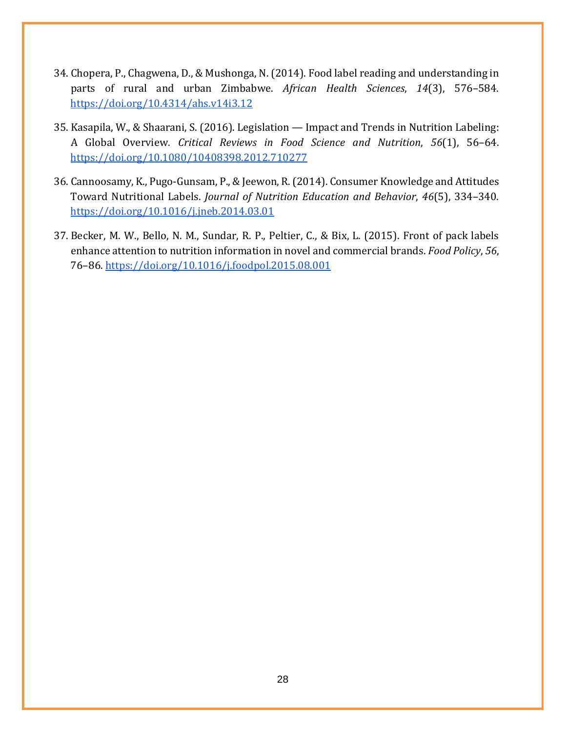34. Chopera, P., Chagwena, D., & Mushonga, N. (2014). Food label reading and understanding in parts of rural and urban Zimbabwe. *African Health Sciences*, *14*(3), 576–584. https://doi.org/10.4314/ahs.v14i3.12

35. Kasapila, W., & Shaarani, S. (2016). Legislation — Impact and Trends in Nutrition Labeling: A Global Overview. *Critical Reviews in Food Science and Nutrition*, *56*(1), 56–64. https://doi.org/10.1080/10408398.2012.710277

36. Cannoosamy, K., Pugo-Gunsam, P., & Jeewon, R. (2014). Consumer Knowledge and Attitudes Toward Nutritional Labels. *Journal of Nutrition Education and Behavior*, *46*(5), 334–340. https://doi.org/10.1016/j.jneb.2014.03.01

37. Becker, M. W., Bello, N. M., Sundar, R. P., Peltier, C., & Bix, L. (2015). Front of pack labels enhance attention to nutrition information in novel and commercial brands. *Food Policy*, *56*, 76–86. https://doi.org/10.1016/j.foodpol.2015.08.001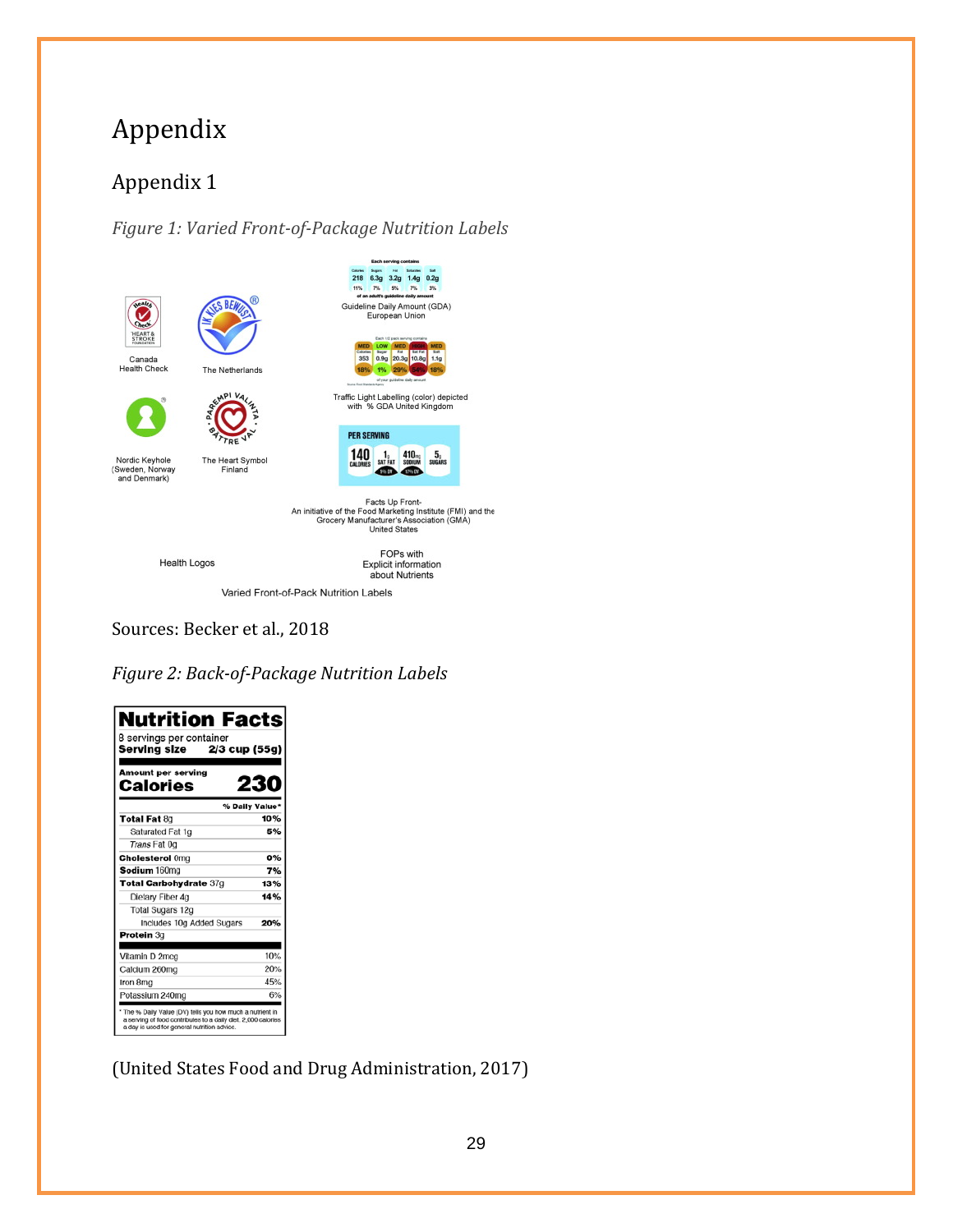# Appendix

## Appendix 1

*Figure 1: Varied Front-of-Package Nutrition Labels*

Sources: Becker et al., 2018

*Figure 2: Back-of-Package Nutrition Labels*

(United States Food and Drug Administration, 2017)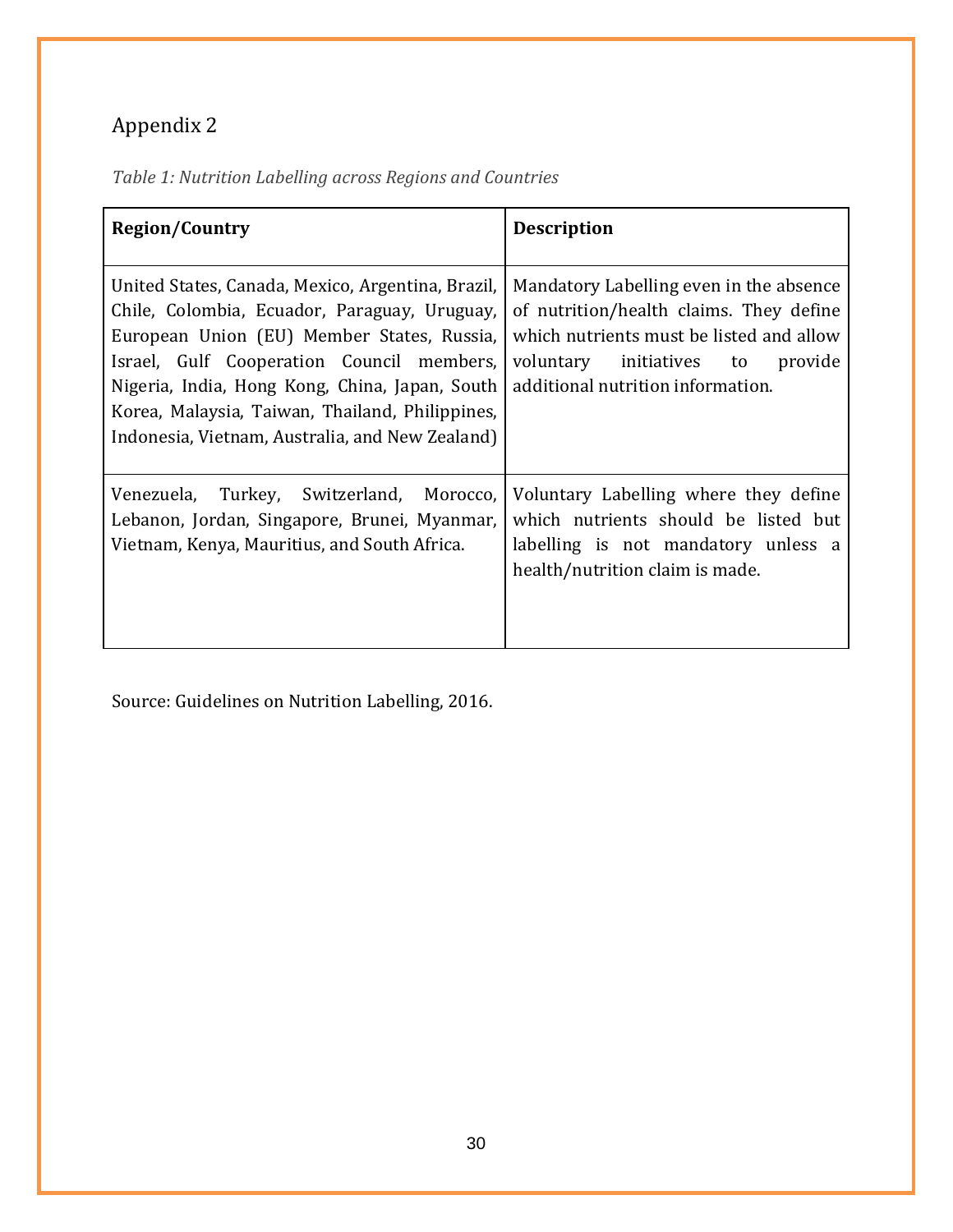# Appendix 2

*Table 1: Nutrition Labelling across Regions and Countries*

| Region/Country | Description |
|---|---|
| United States, Canada, Mexico, Argentina, Brazil, Chile, Colombia, Ecuador, Paraguay, Uruguay, European Union (EU) Member States, Russia, Israel, Gulf Cooperation Council members, Nigeria, India, Hong Kong, China, Japan, South Korea, Malaysia, Taiwan, Thailand, Philippines, Indonesia, Vietnam, Australia, and New Zealand) | Mandatory Labelling even in the absence of nutrition/health claims. They define which nutrients must be listed and allow voluntary initiatives to provide additional nutrition information. |
| Venezuela, Turkey, Switzerland, Morocco, Lebanon, Jordan, Singapore, Brunei, Myanmar, Vietnam, Kenya, Mauritius, and South Africa. | Voluntary Labelling where they define which nutrients should be listed but labelling is not mandatory unless a health/nutrition claim is made. |

Source: Guidelines on Nutrition Labelling, 2016.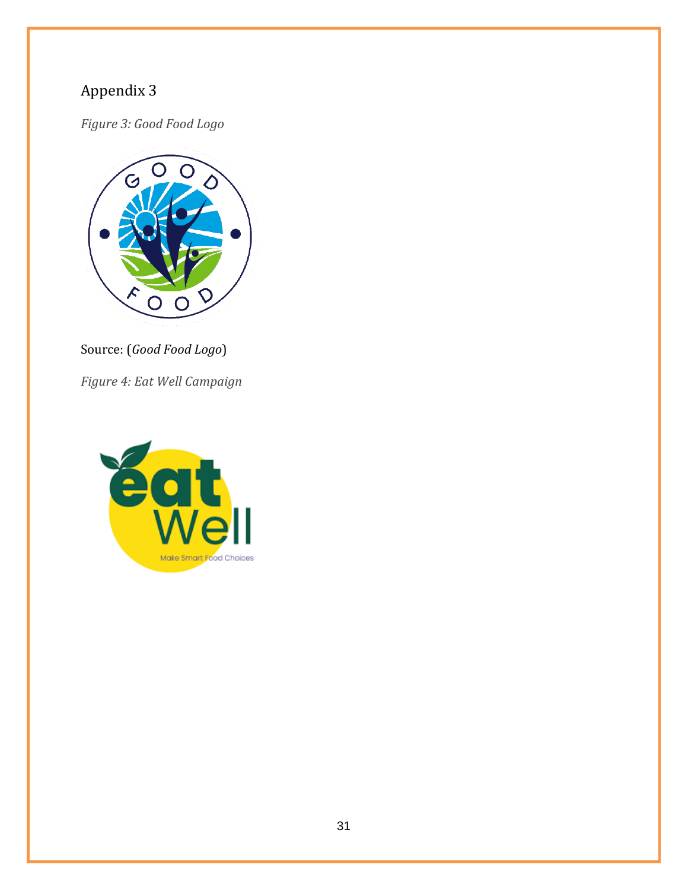Appendix 3

*Figure 3: Good Food Logo*

Source: (*Good Food Logo*)

*Figure 4: Eat Well Campaign*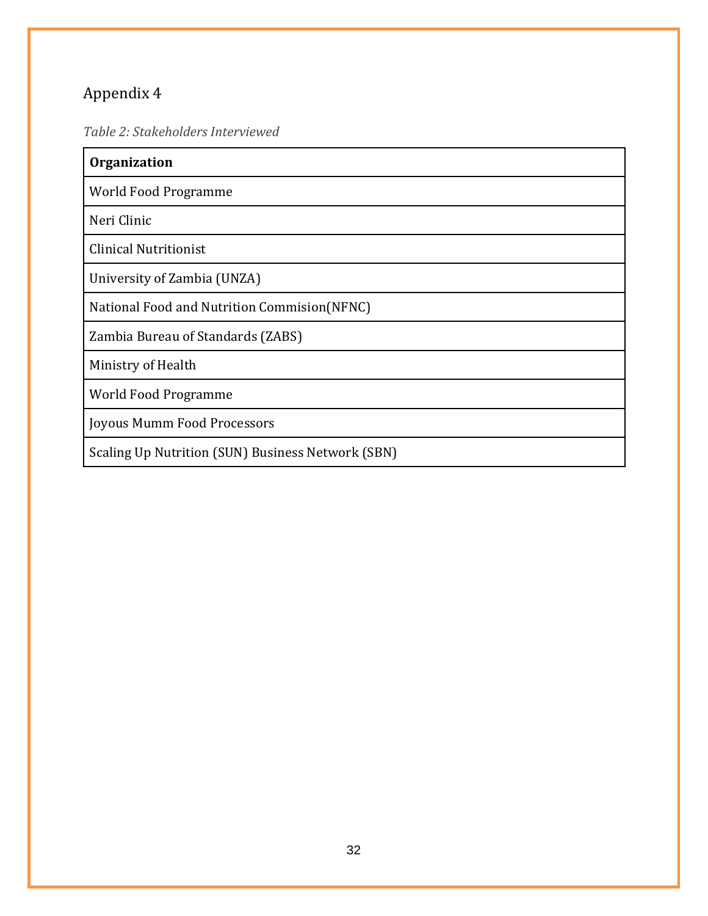# Appendix 4

*Table 2: Stakeholders Interviewed*

| Organization |
| --- |
| World Food Programme |
| Neri Clinic |
| Clinical Nutritionist |
| University of Zambia (UNZA) |
| National Food and Nutrition Commision(NFNC) |
| Zambia Bureau of Standards (ZABS) |
| Ministry of Health |
| World Food Programme |
| Joyous Mumm Food Processors |
| Scaling Up Nutrition (SUN) Business Network (SBN) |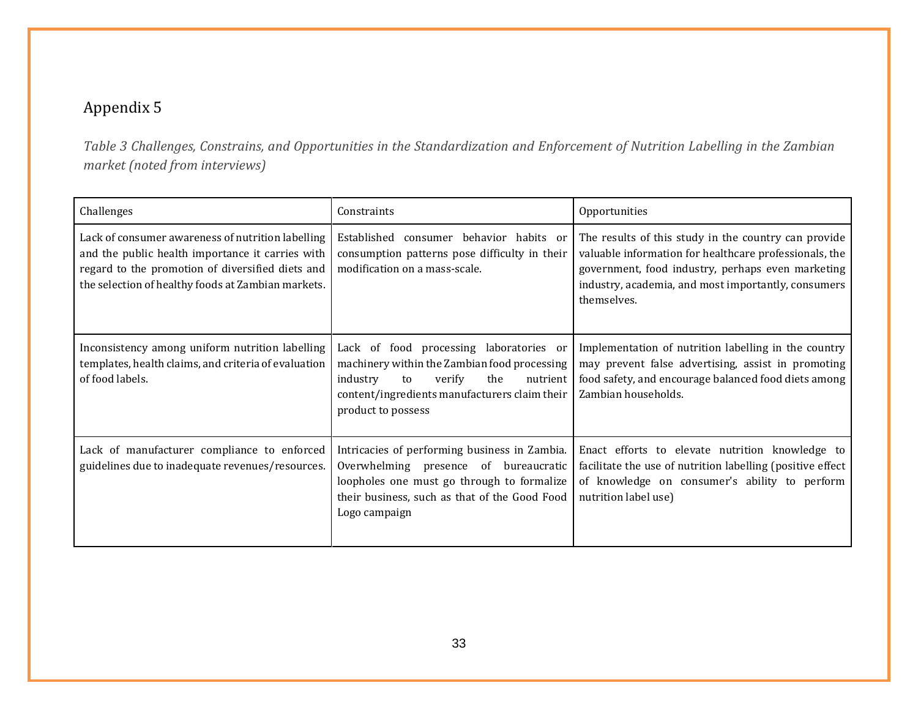## Appendix 5

*Table 3 Challenges, Constrains, and Opportunities in the Standardization and Enforcement of Nutrition Labelling in the Zambian market (noted from interviews)*

| Challenges | Constraints | Opportunities |
| --- | --- | --- |
| Lack of consumer awareness of nutrition labelling and the public health importance it carries with regard to the promotion of diversified diets and the selection of healthy foods at Zambian markets. | Established consumer behavior habits or consumption patterns pose difficulty in their modification on a mass-scale. | The results of this study in the country can provide valuable information for healthcare professionals, the government, food industry, perhaps even marketing industry, academia, and most importantly, consumers themselves. |
| Inconsistency among uniform nutrition labelling templates, health claims, and criteria of evaluation of food labels. | Lack of food processing laboratories or machinery within the Zambian food processing industry to verify the nutrient content/ingredients manufacturers claim their product to possess | Implementation of nutrition labelling in the country may prevent false advertising, assist in promoting food safety, and encourage balanced food diets among Zambian households. |
| Lack of manufacturer compliance to enforced guidelines due to inadequate revenues/resources. | Intricacies of performing business in Zambia. Overwhelming presence of bureaucratic loopholes one must go through to formalize their business, such as that of the Good Food Logo campaign | Enact efforts to elevate nutrition knowledge to facilitate the use of nutrition labelling (positive effect of knowledge on consumer's ability to perform nutrition label use) |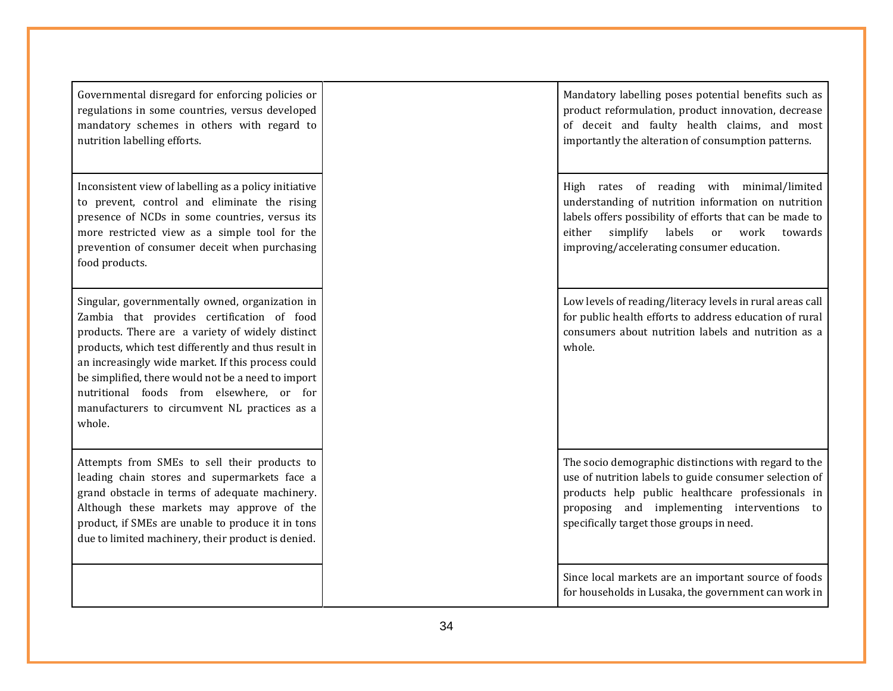| | | |
|---|---|---|
| Governmental disregard for enforcing policies or regulations in some countries, versus developed mandatory schemes in others with regard to nutrition labelling efforts. | | Mandatory labelling poses potential benefits such as product reformulation, product innovation, decrease of deceit and faulty health claims, and most importantly the alteration of consumption patterns. |
| Inconsistent view of labelling as a policy initiative to prevent, control and eliminate the rising presence of NCDs in some countries, versus its more restricted view as a simple tool for the prevention of consumer deceit when purchasing food products. | | High rates of reading with minimal/limited understanding of nutrition information on nutrition labels offers possibility of efforts that can be made to either simplify labels or work towards improving/accelerating consumer education. |
| Singular, governmentally owned, organization in Zambia that provides certification of food products. There are a variety of widely distinct products, which test differently and thus result in an increasingly wide market. If this process could be simplified, there would not be a need to import nutritional foods from elsewhere, or for manufacturers to circumvent NL practices as a whole. | | Low levels of reading/literacy levels in rural areas call for public health efforts to address education of rural consumers about nutrition labels and nutrition as a whole. |
| Attempts from SMEs to sell their products to leading chain stores and supermarkets face a grand obstacle in terms of adequate machinery. Although these markets may approve of the product, if SMEs are unable to produce it in tons due to limited machinery, their product is denied. | | The socio demographic distinctions with regard to the use of nutrition labels to guide consumer selection of products help public healthcare professionals in proposing and implementing interventions to specifically target those groups in need. |
| | | Since local markets are an important source of foods for households in Lusaka, the government can work in |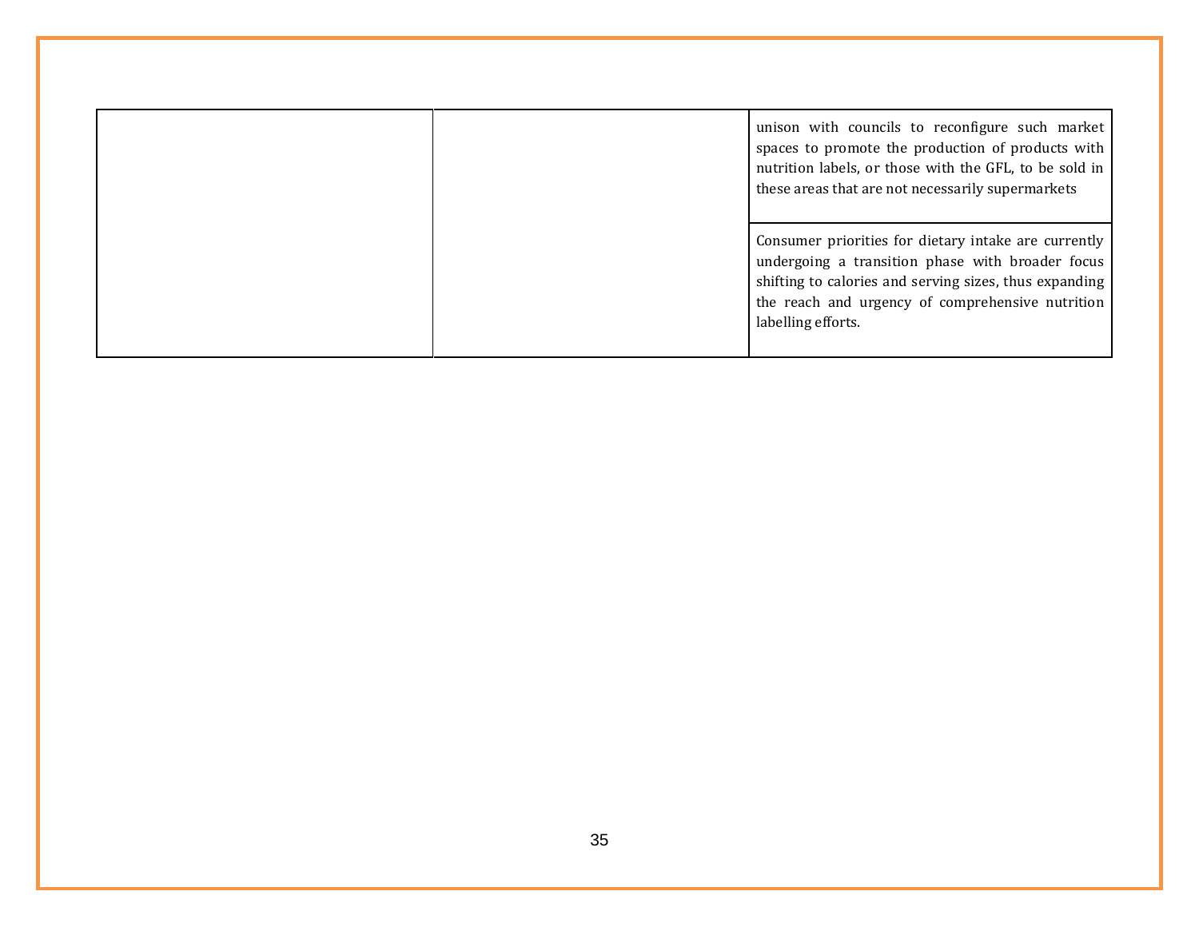| | | |
|---|---|---|
| | | unison with councils to reconfigure such market spaces to promote the production of products with nutrition labels, or those with the GFL, to be sold in these areas that are not necessarily supermarkets |
| | | Consumer priorities for dietary intake are currently undergoing a transition phase with broader focus shifting to calories and serving sizes, thus expanding the reach and urgency of comprehensive nutrition labelling efforts. |